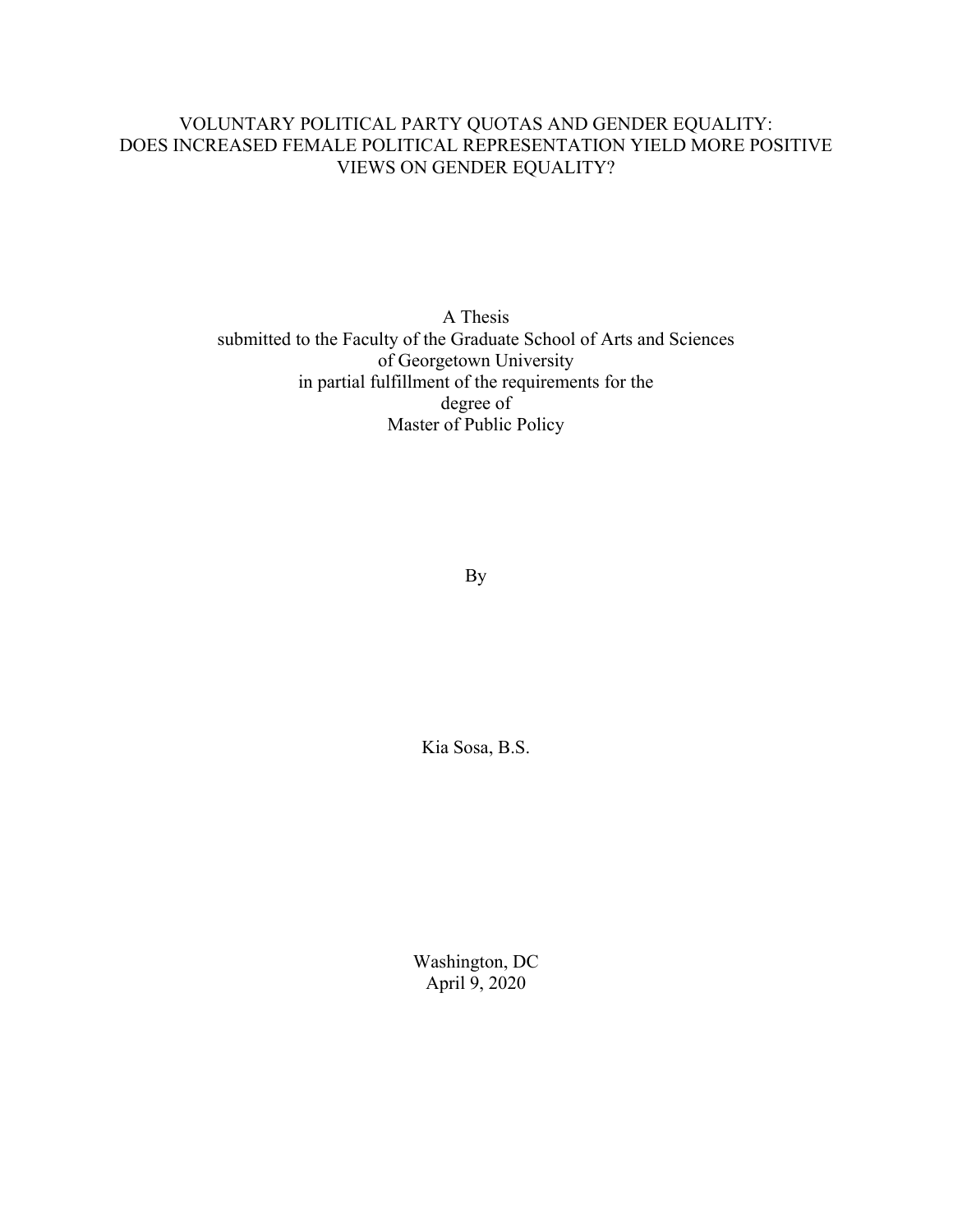# VOLUNTARY POLITICAL PARTY QUOTAS AND GENDER EQUALITY: DOES INCREASED FEMALE POLITICAL REPRESENTATION YIELD MORE POSITIVE VIEWS ON GENDER EQUALITY?

A Thesis
submitted to the Faculty of the Graduate School of Arts and Sciences
of Georgetown University
in partial fulfillment of the requirements for the
degree of
Master of Public Policy

By

Kia Sosa, B.S.

Washington, DC
April 9, 2020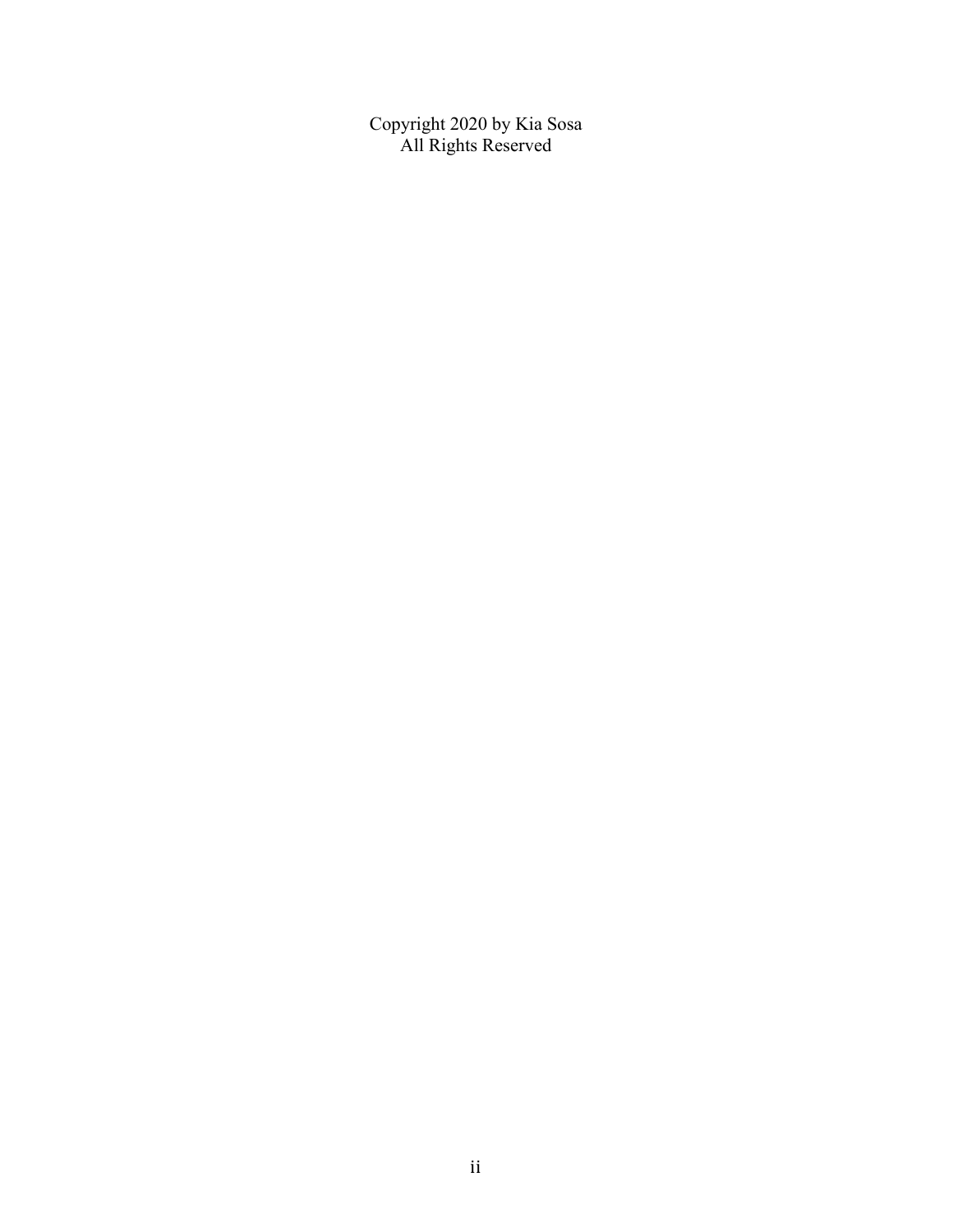Copyright 2020 by Kia Sosa
All Rights Reserved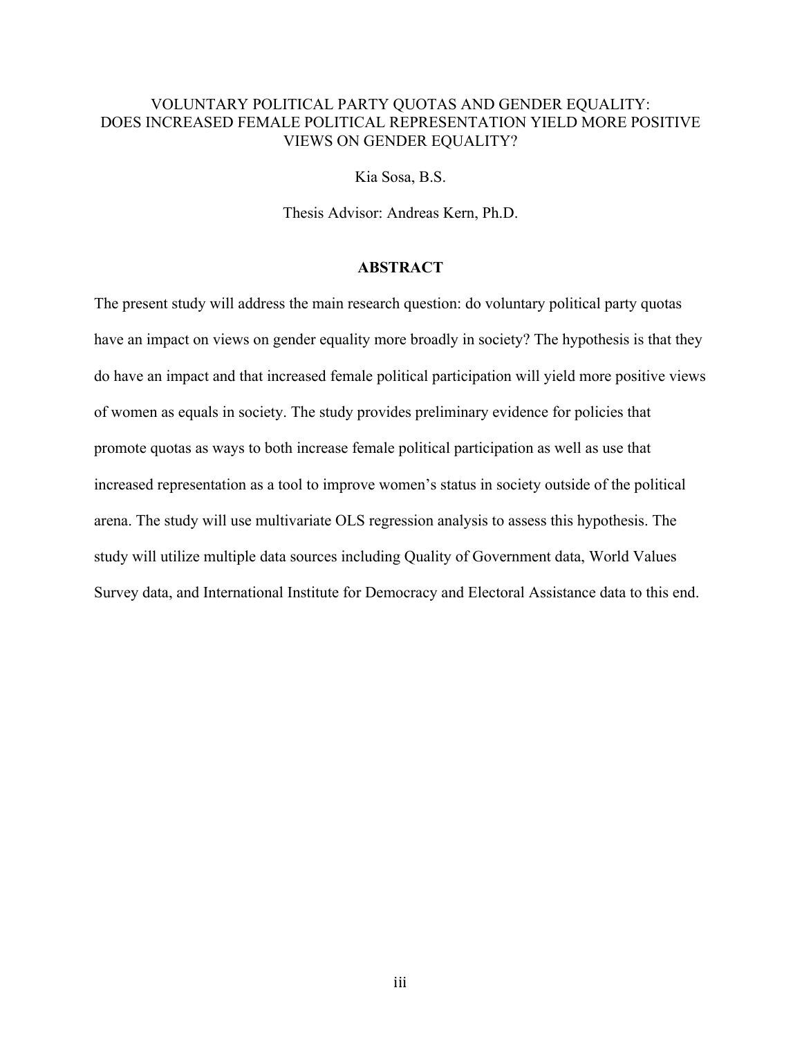VOLUNTARY POLITICAL PARTY QUOTAS AND GENDER EQUALITY:
DOES INCREASED FEMALE POLITICAL REPRESENTATION YIELD MORE POSITIVE VIEWS ON GENDER EQUALITY?

Kia Sosa, B.S.

Thesis Advisor: Andreas Kern, Ph.D.

## ABSTRACT

The present study will address the main research question: do voluntary political party quotas have an impact on views on gender equality more broadly in society? The hypothesis is that they do have an impact and that increased female political participation will yield more positive views of women as equals in society. The study provides preliminary evidence for policies that promote quotas as ways to both increase female political participation as well as use that increased representation as a tool to improve women's status in society outside of the political arena. The study will use multivariate OLS regression analysis to assess this hypothesis. The study will utilize multiple data sources including Quality of Government data, World Values Survey data, and International Institute for Democracy and Electoral Assistance data to this end.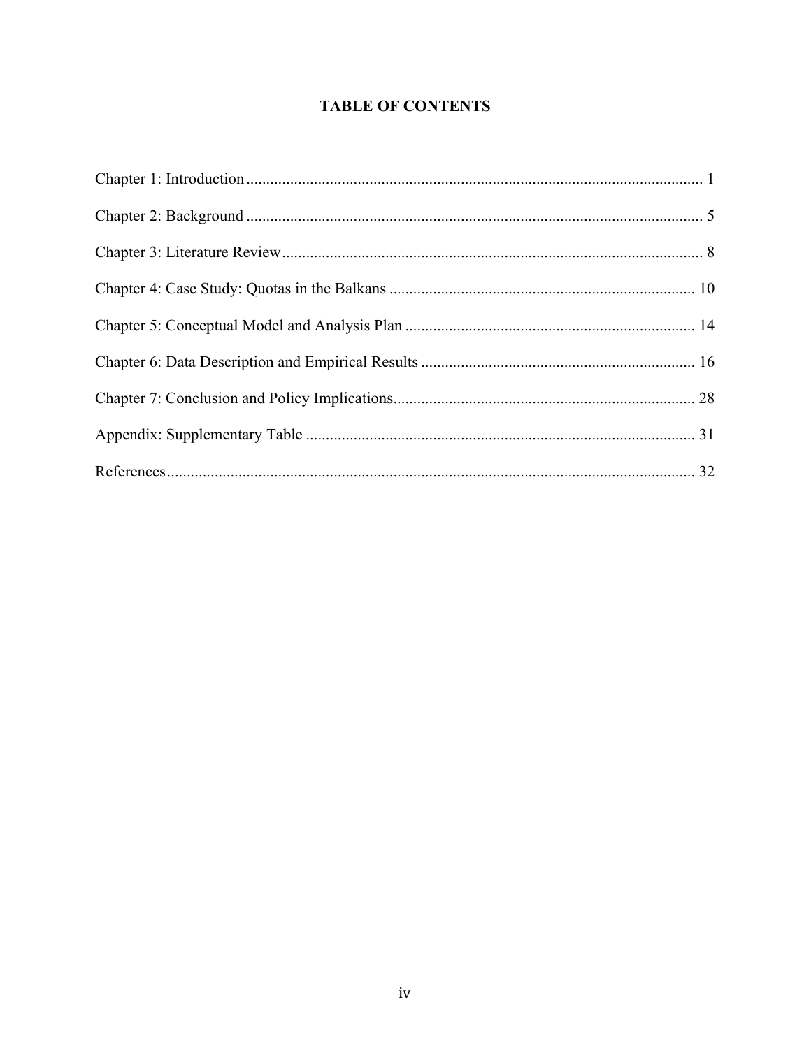# TABLE OF CONTENTS

Chapter 1: Introduction ........................................................................................................ 1

Chapter 2: Background ........................................................................................................ 5

Chapter 3: Literature Review ................................................................................................ 8

Chapter 4: Case Study: Quotas in the Balkans ..................................................................... 10

Chapter 5: Conceptual Model and Analysis Plan ................................................................. 14

Chapter 6: Data Description and Empirical Results ............................................................. 16

Chapter 7: Conclusion and Policy Implications .................................................................... 28

Appendix: Supplementary Table .......................................................................................... 31

References ............................................................................................................................ 32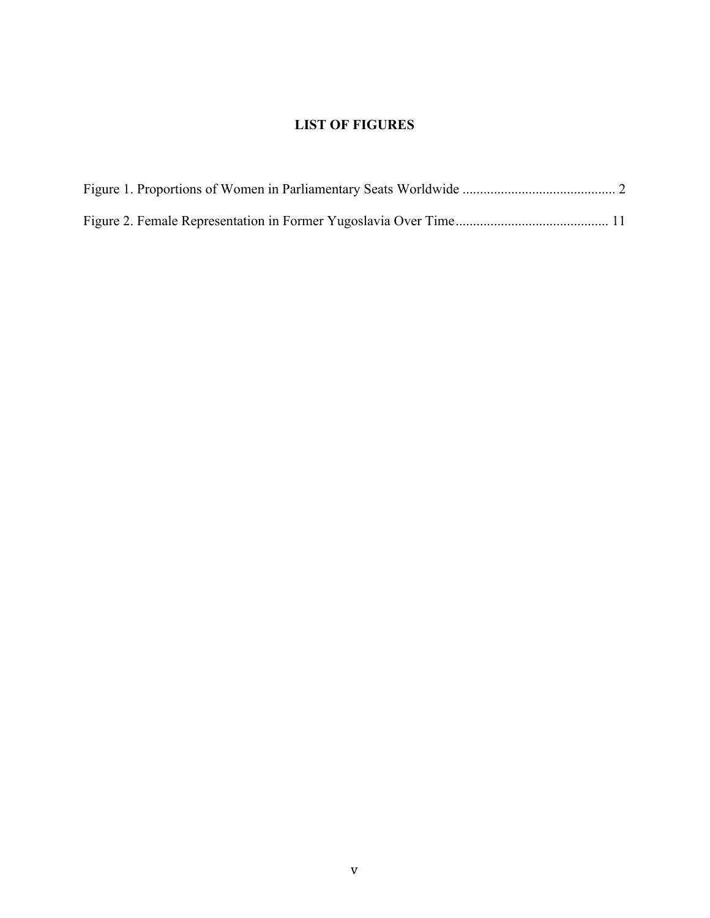## LIST OF FIGURES

Figure 1. Proportions of Women in Parliamentary Seats Worldwide ........................................... 2

Figure 2. Female Representation in Former Yugoslavia Over Time ........................................... 11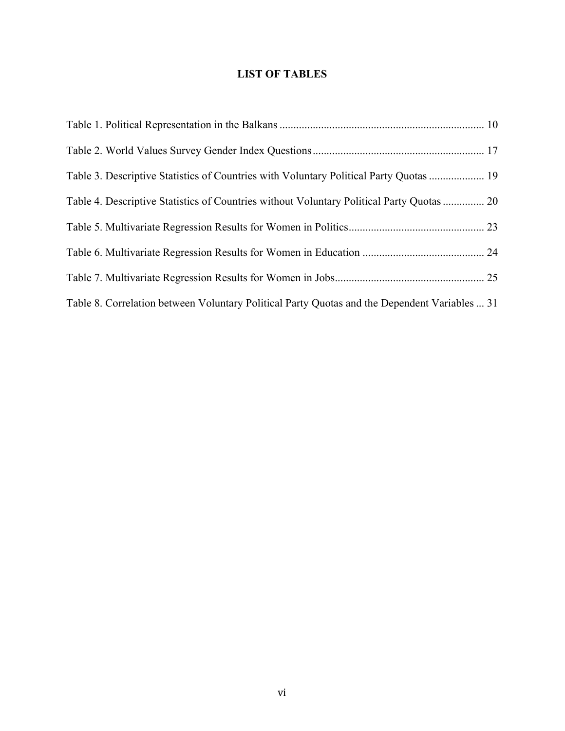# LIST OF TABLES

Table 1. Political Representation in the Balkans ........................................................................ 10

Table 2. World Values Survey Gender Index Questions ............................................................. 17

Table 3. Descriptive Statistics of Countries with Voluntary Political Party Quotas .................... 19

Table 4. Descriptive Statistics of Countries without Voluntary Political Party Quotas ............... 20

Table 5. Multivariate Regression Results for Women in Politics ................................................ 23

Table 6. Multivariate Regression Results for Women in Education ........................................... 24

Table 7. Multivariate Regression Results for Women in Jobs ..................................................... 25

Table 8. Correlation between Voluntary Political Party Quotas and the Dependent Variables ... 31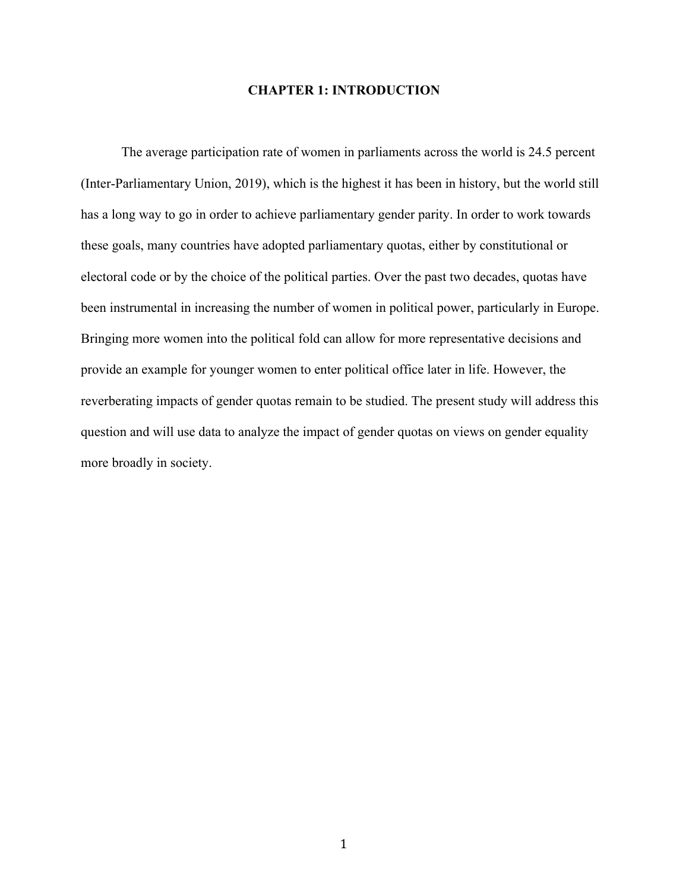# CHAPTER 1: INTRODUCTION

The average participation rate of women in parliaments across the world is 24.5 percent (Inter-Parliamentary Union, 2019), which is the highest it has been in history, but the world still has a long way to go in order to achieve parliamentary gender parity. In order to work towards these goals, many countries have adopted parliamentary quotas, either by constitutional or electoral code or by the choice of the political parties. Over the past two decades, quotas have been instrumental in increasing the number of women in political power, particularly in Europe. Bringing more women into the political fold can allow for more representative decisions and provide an example for younger women to enter political office later in life. However, the reverberating impacts of gender quotas remain to be studied. The present study will address this question and will use data to analyze the impact of gender quotas on views on gender equality more broadly in society.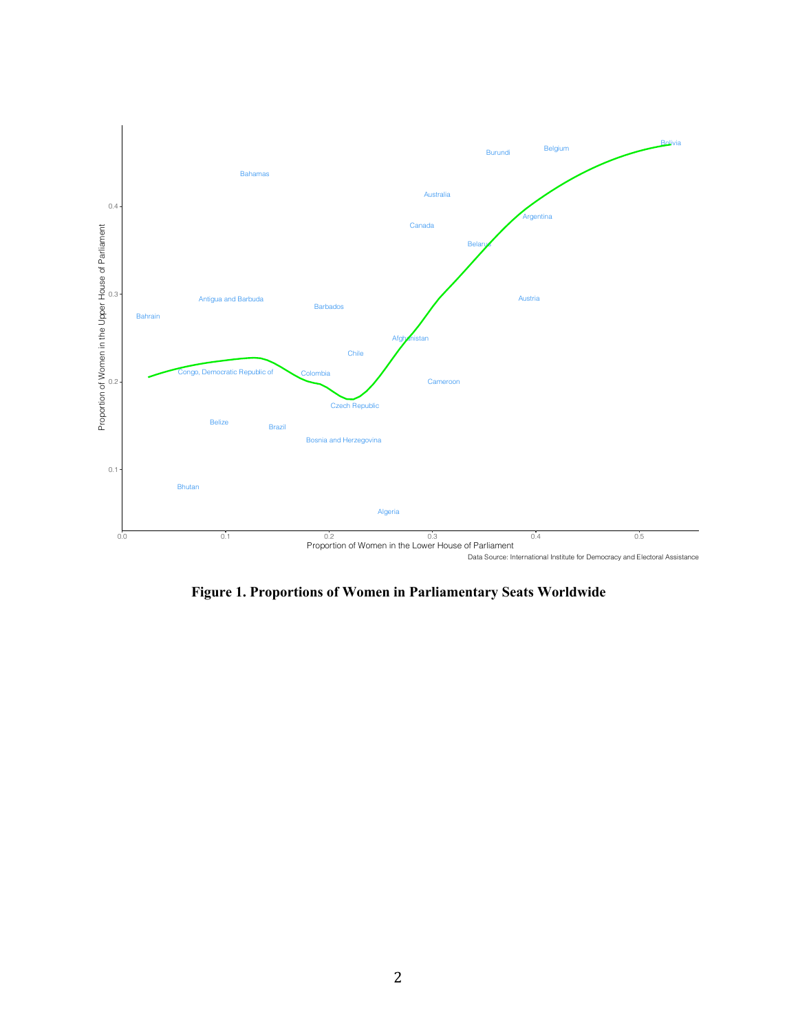**Figure 1. Proportions of Women in Parliamentary Seats Worldwide**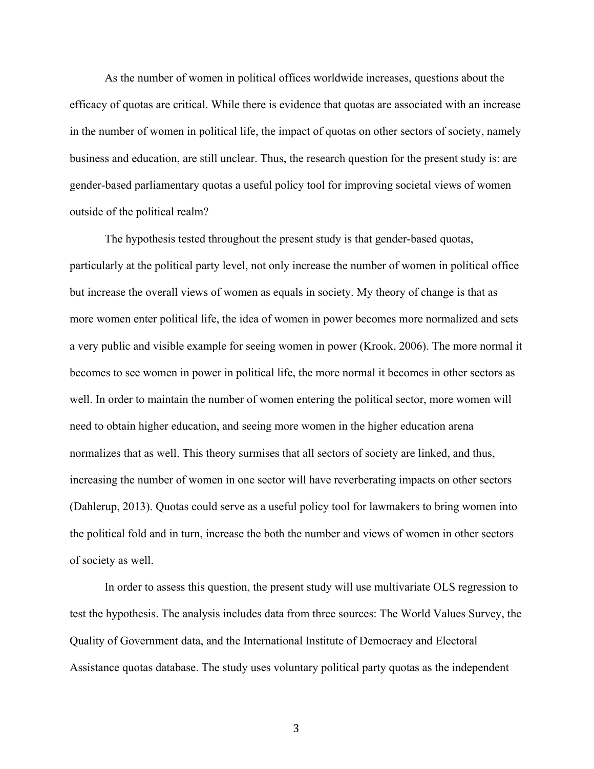As the number of women in political offices worldwide increases, questions about the efficacy of quotas are critical. While there is evidence that quotas are associated with an increase in the number of women in political life, the impact of quotas on other sectors of society, namely business and education, are still unclear. Thus, the research question for the present study is: are gender-based parliamentary quotas a useful policy tool for improving societal views of women outside of the political realm?

The hypothesis tested throughout the present study is that gender-based quotas, particularly at the political party level, not only increase the number of women in political office but increase the overall views of women as equals in society. My theory of change is that as more women enter political life, the idea of women in power becomes more normalized and sets a very public and visible example for seeing women in power (Krook, 2006). The more normal it becomes to see women in power in political life, the more normal it becomes in other sectors as well. In order to maintain the number of women entering the political sector, more women will need to obtain higher education, and seeing more women in the higher education arena normalizes that as well. This theory surmises that all sectors of society are linked, and thus, increasing the number of women in one sector will have reverberating impacts on other sectors (Dahlerup, 2013). Quotas could serve as a useful policy tool for lawmakers to bring women into the political fold and in turn, increase the both the number and views of women in other sectors of society as well.

In order to assess this question, the present study will use multivariate OLS regression to test the hypothesis. The analysis includes data from three sources: The World Values Survey, the Quality of Government data, and the International Institute of Democracy and Electoral Assistance quotas database. The study uses voluntary political party quotas as the independent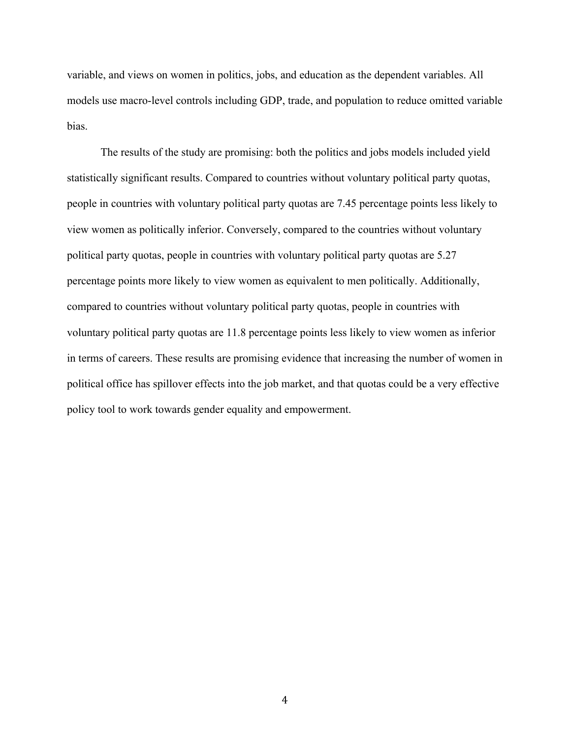variable, and views on women in politics, jobs, and education as the dependent variables. All models use macro-level controls including GDP, trade, and population to reduce omitted variable bias.

The results of the study are promising: both the politics and jobs models included yield statistically significant results. Compared to countries without voluntary political party quotas, people in countries with voluntary political party quotas are 7.45 percentage points less likely to view women as politically inferior. Conversely, compared to the countries without voluntary political party quotas, people in countries with voluntary political party quotas are 5.27 percentage points more likely to view women as equivalent to men politically. Additionally, compared to countries without voluntary political party quotas, people in countries with voluntary political party quotas are 11.8 percentage points less likely to view women as inferior in terms of careers. These results are promising evidence that increasing the number of women in political office has spillover effects into the job market, and that quotas could be a very effective policy tool to work towards gender equality and empowerment.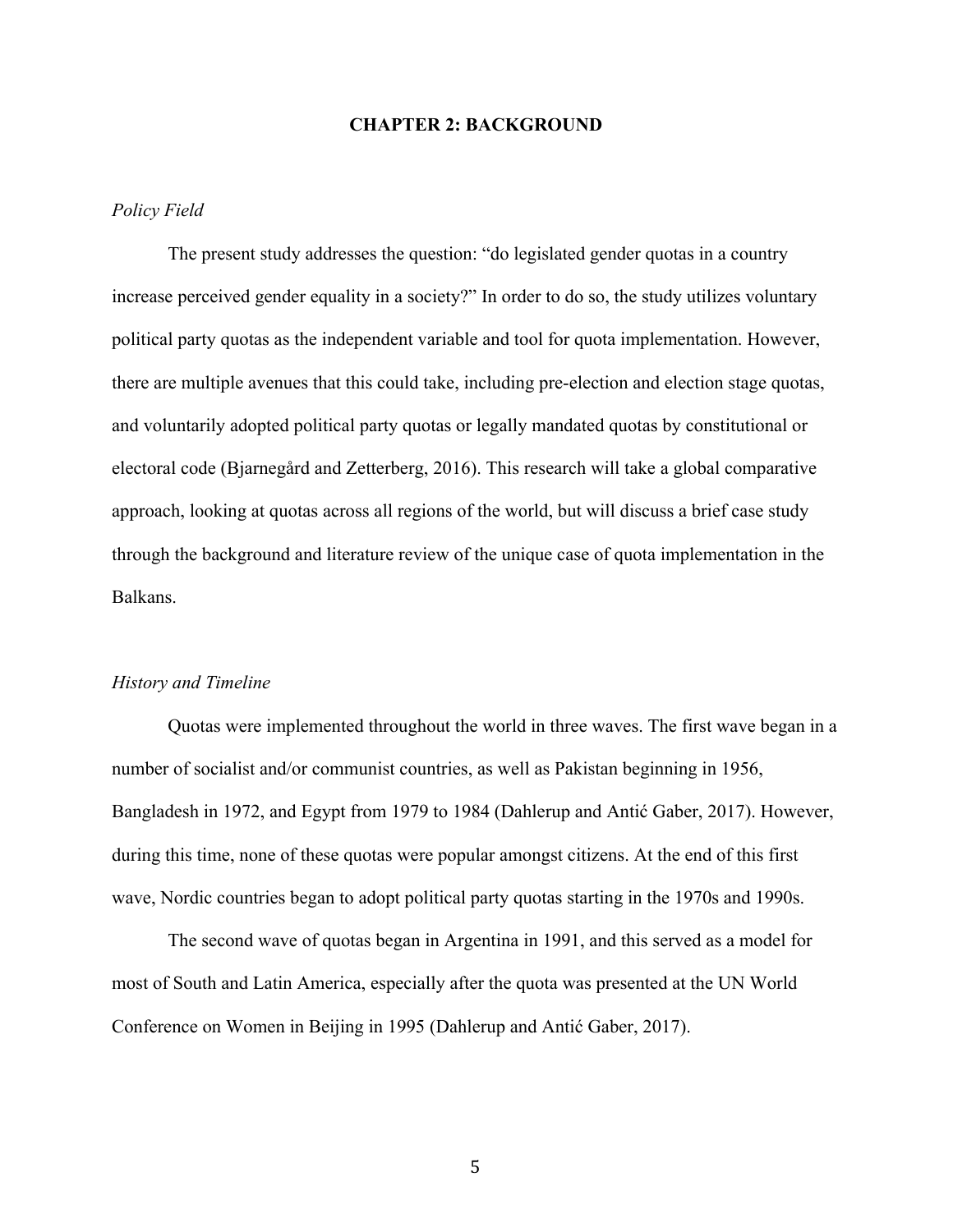## CHAPTER 2: BACKGROUND

### *Policy Field*

The present study addresses the question: "do legislated gender quotas in a country increase perceived gender equality in a society?" In order to do so, the study utilizes voluntary political party quotas as the independent variable and tool for quota implementation. However, there are multiple avenues that this could take, including pre-election and election stage quotas, and voluntarily adopted political party quotas or legally mandated quotas by constitutional or electoral code (Bjarnegård and Zetterberg, 2016). This research will take a global comparative approach, looking at quotas across all regions of the world, but will discuss a brief case study through the background and literature review of the unique case of quota implementation in the Balkans.

### *History and Timeline*

Quotas were implemented throughout the world in three waves. The first wave began in a number of socialist and/or communist countries, as well as Pakistan beginning in 1956, Bangladesh in 1972, and Egypt from 1979 to 1984 (Dahlerup and Antić Gaber, 2017). However, during this time, none of these quotas were popular amongst citizens. At the end of this first wave, Nordic countries began to adopt political party quotas starting in the 1970s and 1990s.

The second wave of quotas began in Argentina in 1991, and this served as a model for most of South and Latin America, especially after the quota was presented at the UN World Conference on Women in Beijing in 1995 (Dahlerup and Antić Gaber, 2017).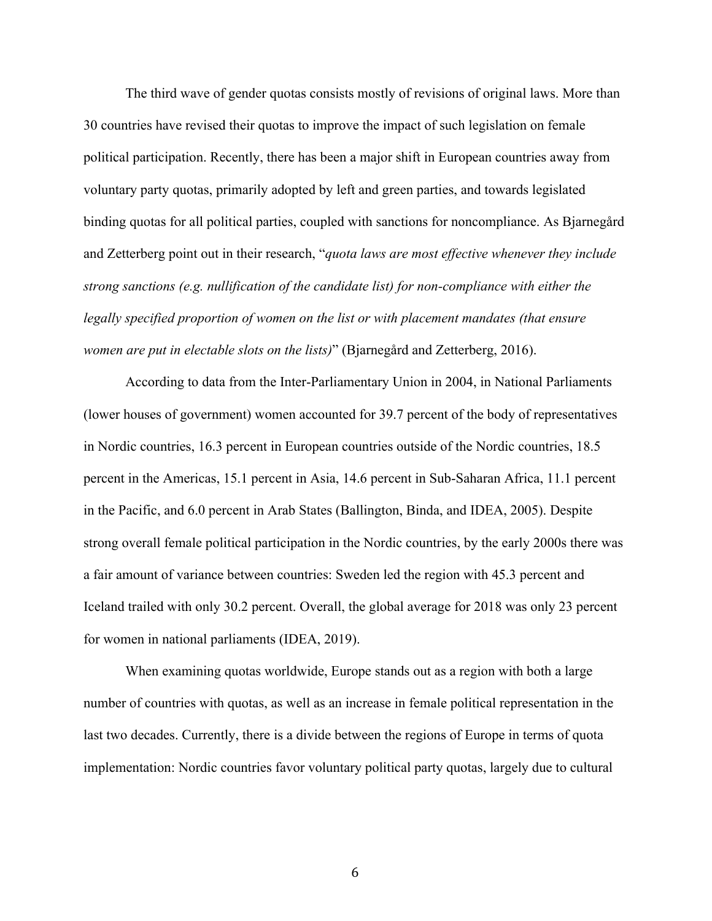The third wave of gender quotas consists mostly of revisions of original laws. More than 30 countries have revised their quotas to improve the impact of such legislation on female political participation. Recently, there has been a major shift in European countries away from voluntary party quotas, primarily adopted by left and green parties, and towards legislated binding quotas for all political parties, coupled with sanctions for noncompliance. As Bjarnegård and Zetterberg point out in their research, "*quota laws are most effective whenever they include strong sanctions (e.g. nullification of the candidate list) for non-compliance with either the legally specified proportion of women on the list or with placement mandates (that ensure women are put in electable slots on the lists)*" (Bjarnegård and Zetterberg, 2016).

According to data from the Inter-Parliamentary Union in 2004, in National Parliaments (lower houses of government) women accounted for 39.7 percent of the body of representatives in Nordic countries, 16.3 percent in European countries outside of the Nordic countries, 18.5 percent in the Americas, 15.1 percent in Asia, 14.6 percent in Sub-Saharan Africa, 11.1 percent in the Pacific, and 6.0 percent in Arab States (Ballington, Binda, and IDEA, 2005). Despite strong overall female political participation in the Nordic countries, by the early 2000s there was a fair amount of variance between countries: Sweden led the region with 45.3 percent and Iceland trailed with only 30.2 percent. Overall, the global average for 2018 was only 23 percent for women in national parliaments (IDEA, 2019).

When examining quotas worldwide, Europe stands out as a region with both a large number of countries with quotas, as well as an increase in female political representation in the last two decades. Currently, there is a divide between the regions of Europe in terms of quota implementation: Nordic countries favor voluntary political party quotas, largely due to cultural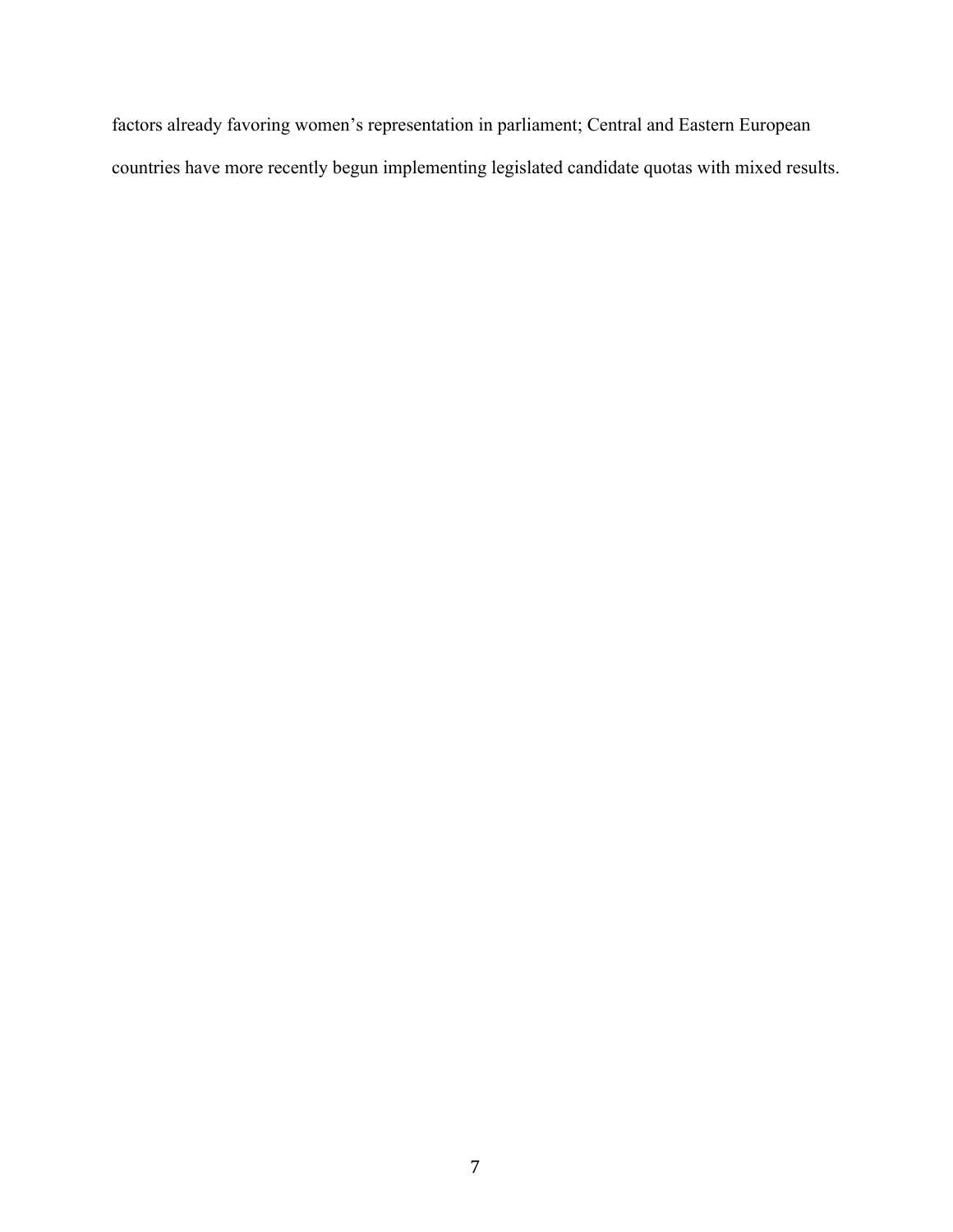factors already favoring women's representation in parliament; Central and Eastern European countries have more recently begun implementing legislated candidate quotas with mixed results.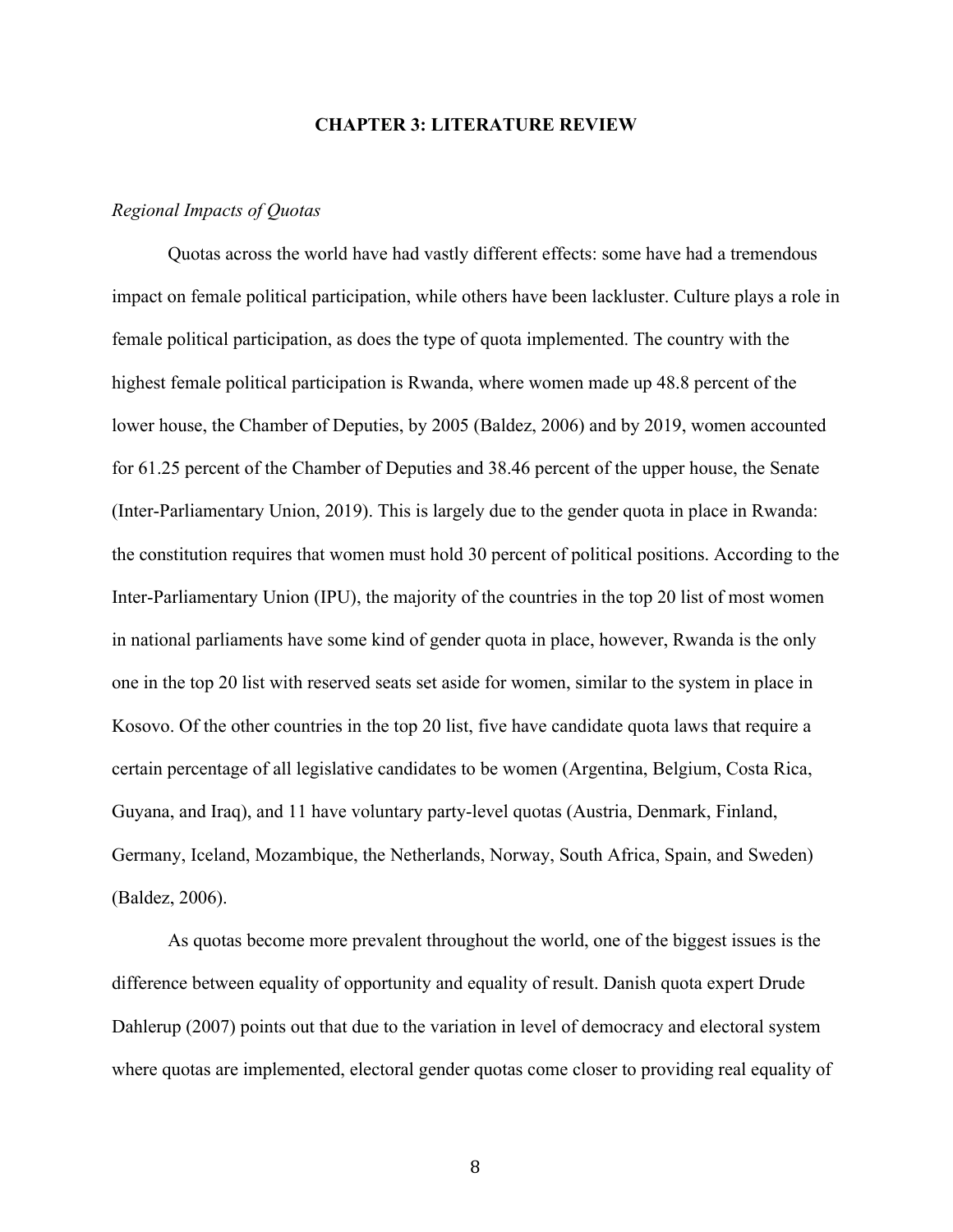# CHAPTER 3: LITERATURE REVIEW

*Regional Impacts of Quotas*

Quotas across the world have had vastly different effects: some have had a tremendous impact on female political participation, while others have been lackluster. Culture plays a role in female political participation, as does the type of quota implemented. The country with the highest female political participation is Rwanda, where women made up 48.8 percent of the lower house, the Chamber of Deputies, by 2005 (Baldez, 2006) and by 2019, women accounted for 61.25 percent of the Chamber of Deputies and 38.46 percent of the upper house, the Senate (Inter-Parliamentary Union, 2019). This is largely due to the gender quota in place in Rwanda: the constitution requires that women must hold 30 percent of political positions. According to the Inter-Parliamentary Union (IPU), the majority of the countries in the top 20 list of most women in national parliaments have some kind of gender quota in place, however, Rwanda is the only one in the top 20 list with reserved seats set aside for women, similar to the system in place in Kosovo. Of the other countries in the top 20 list, five have candidate quota laws that require a certain percentage of all legislative candidates to be women (Argentina, Belgium, Costa Rica, Guyana, and Iraq), and 11 have voluntary party-level quotas (Austria, Denmark, Finland, Germany, Iceland, Mozambique, the Netherlands, Norway, South Africa, Spain, and Sweden) (Baldez, 2006).

As quotas become more prevalent throughout the world, one of the biggest issues is the difference between equality of opportunity and equality of result. Danish quota expert Drude Dahlerup (2007) points out that due to the variation in level of democracy and electoral system where quotas are implemented, electoral gender quotas come closer to providing real equality of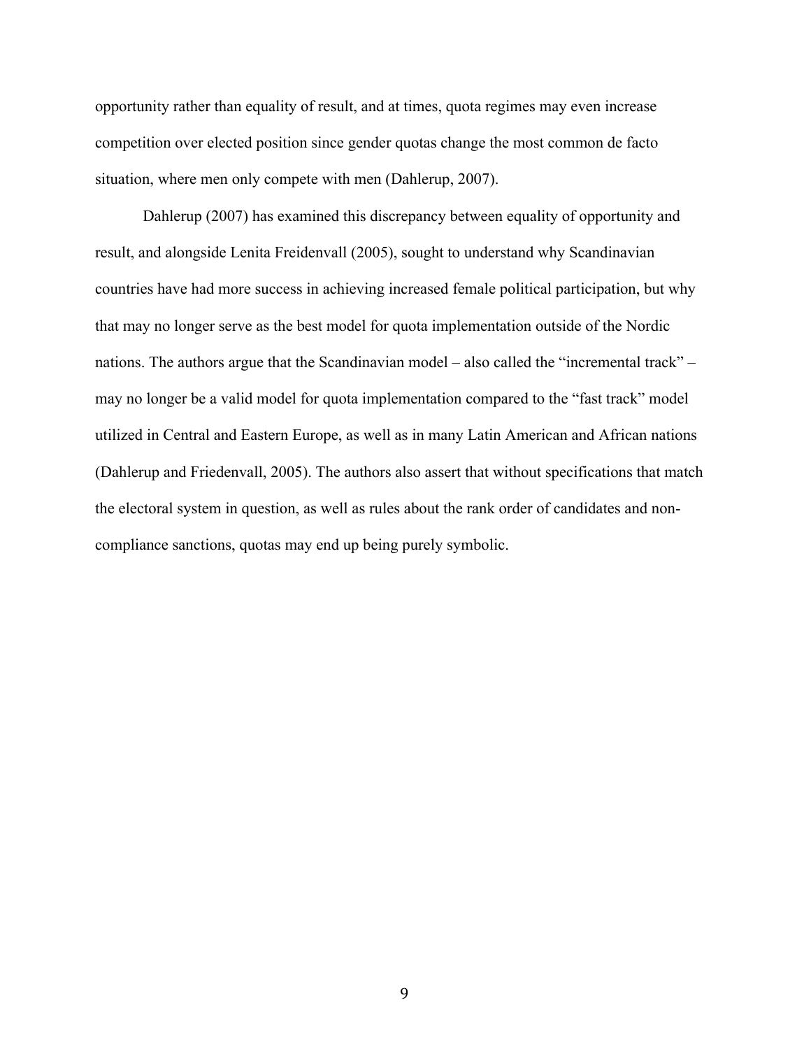opportunity rather than equality of result, and at times, quota regimes may even increase competition over elected position since gender quotas change the most common de facto situation, where men only compete with men (Dahlerup, 2007).

Dahlerup (2007) has examined this discrepancy between equality of opportunity and result, and alongside Lenita Freidenvall (2005), sought to understand why Scandinavian countries have had more success in achieving increased female political participation, but why that may no longer serve as the best model for quota implementation outside of the Nordic nations. The authors argue that the Scandinavian model – also called the "incremental track" – may no longer be a valid model for quota implementation compared to the "fast track" model utilized in Central and Eastern Europe, as well as in many Latin American and African nations (Dahlerup and Friedenvall, 2005). The authors also assert that without specifications that match the electoral system in question, as well as rules about the rank order of candidates and non-compliance sanctions, quotas may end up being purely symbolic.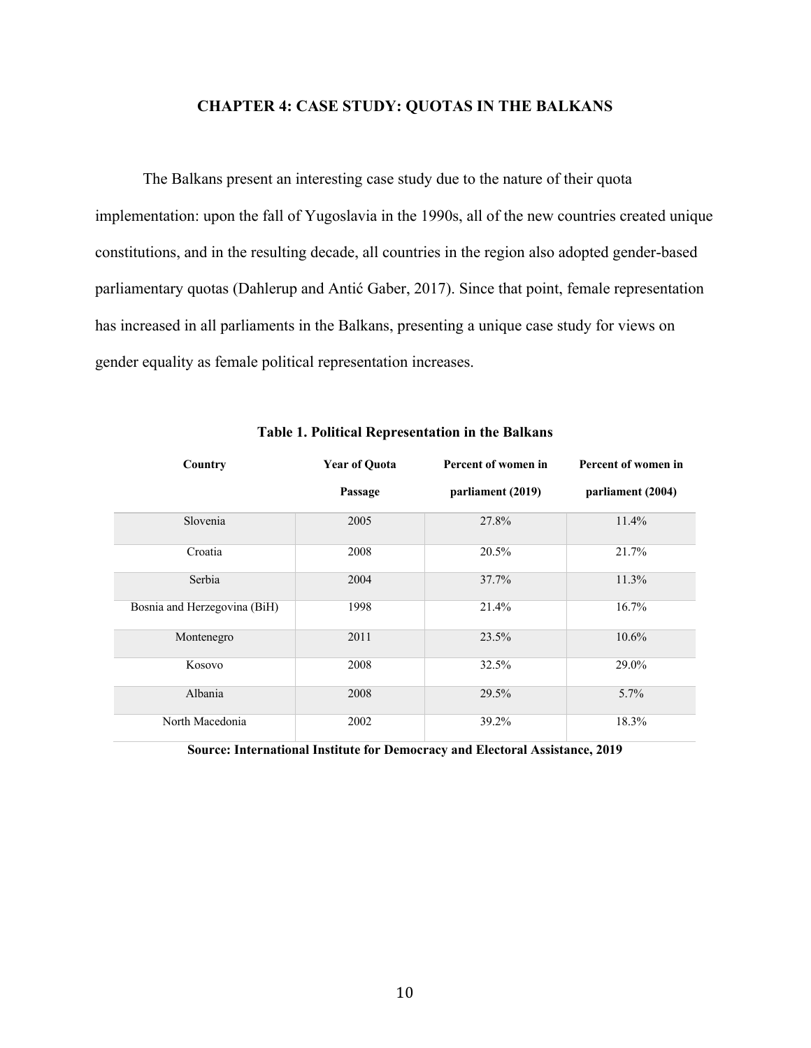## CHAPTER 4: CASE STUDY: QUOTAS IN THE BALKANS

The Balkans present an interesting case study due to the nature of their quota implementation: upon the fall of Yugoslavia in the 1990s, all of the new countries created unique constitutions, and in the resulting decade, all countries in the region also adopted gender-based parliamentary quotas (Dahlerup and Antić Gaber, 2017). Since that point, female representation has increased in all parliaments in the Balkans, presenting a unique case study for views on gender equality as female political representation increases.

**Table 1. Political Representation in the Balkans**

| Country | Year of Quota Passage | Percent of women in parliament (2019) | Percent of women in parliament (2004) |
|---|---|---|---|
| Slovenia | 2005 | 27.8% | 11.4% |
| Croatia | 2008 | 20.5% | 21.7% |
| Serbia | 2004 | 37.7% | 11.3% |
| Bosnia and Herzegovina (BiH) | 1998 | 21.4% | 16.7% |
| Montenegro | 2011 | 23.5% | 10.6% |
| Kosovo | 2008 | 32.5% | 29.0% |
| Albania | 2008 | 29.5% | 5.7% |
| North Macedonia | 2002 | 39.2% | 18.3% |

**Source: International Institute for Democracy and Electoral Assistance, 2019**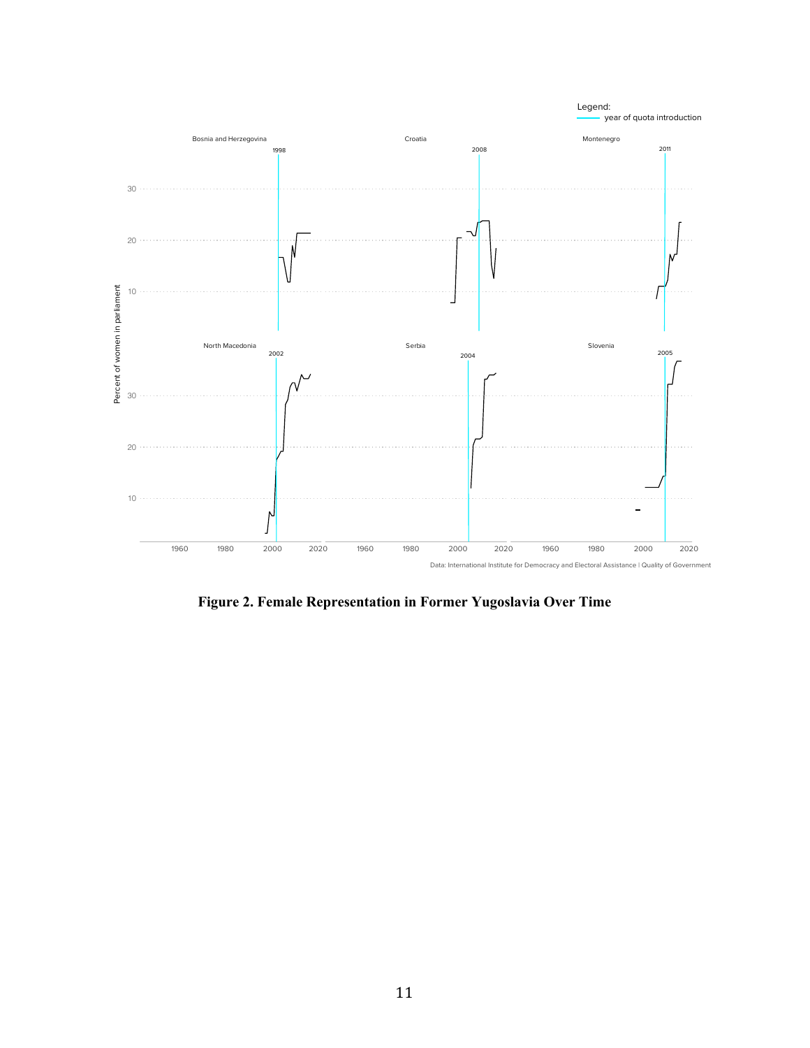**Figure 2. Female Representation in Former Yugoslavia Over Time**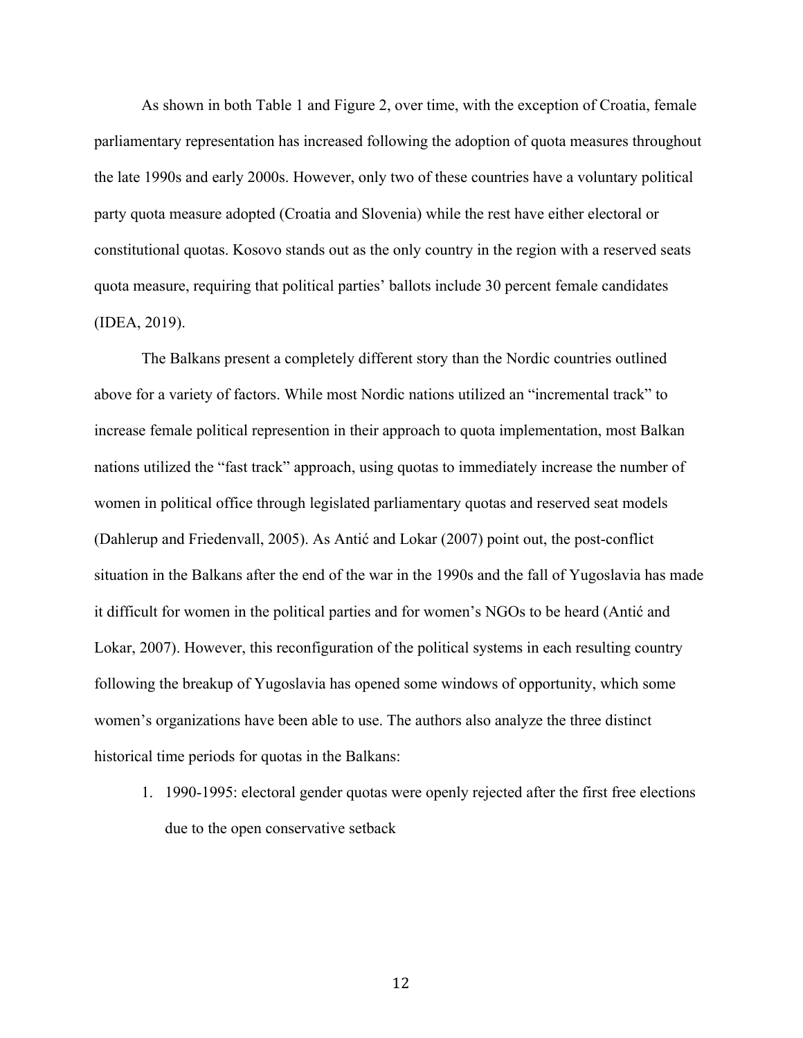As shown in both Table 1 and Figure 2, over time, with the exception of Croatia, female parliamentary representation has increased following the adoption of quota measures throughout the late 1990s and early 2000s. However, only two of these countries have a voluntary political party quota measure adopted (Croatia and Slovenia) while the rest have either electoral or constitutional quotas. Kosovo stands out as the only country in the region with a reserved seats quota measure, requiring that political parties' ballots include 30 percent female candidates (IDEA, 2019).

The Balkans present a completely different story than the Nordic countries outlined above for a variety of factors. While most Nordic nations utilized an "incremental track" to increase female political represention in their approach to quota implementation, most Balkan nations utilized the "fast track" approach, using quotas to immediately increase the number of women in political office through legislated parliamentary quotas and reserved seat models (Dahlerup and Friedenvall, 2005). As Antić and Lokar (2007) point out, the post-conflict situation in the Balkans after the end of the war in the 1990s and the fall of Yugoslavia has made it difficult for women in the political parties and for women's NGOs to be heard (Antić and Lokar, 2007). However, this reconfiguration of the political systems in each resulting country following the breakup of Yugoslavia has opened some windows of opportunity, which some women's organizations have been able to use. The authors also analyze the three distinct historical time periods for quotas in the Balkans:

1. 1990-1995: electoral gender quotas were openly rejected after the first free elections due to the open conservative setback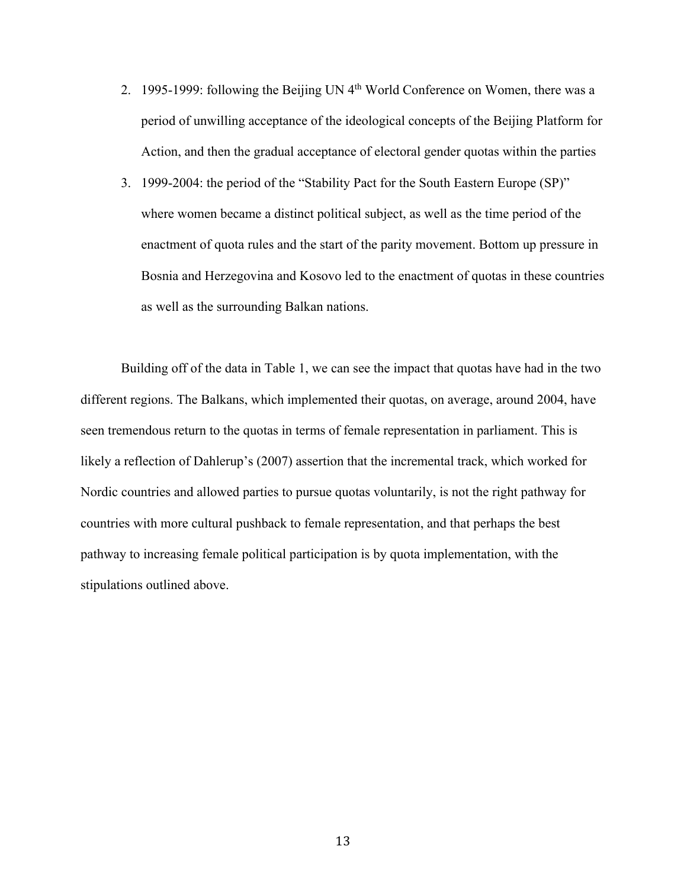2. 1995-1999: following the Beijing UN 4th World Conference on Women, there was a period of unwilling acceptance of the ideological concepts of the Beijing Platform for Action, and then the gradual acceptance of electoral gender quotas within the parties
3. 1999-2004: the period of the "Stability Pact for the South Eastern Europe (SP)" where women became a distinct political subject, as well as the time period of the enactment of quota rules and the start of the parity movement. Bottom up pressure in Bosnia and Herzegovina and Kosovo led to the enactment of quotas in these countries as well as the surrounding Balkan nations.

Building off of the data in Table 1, we can see the impact that quotas have had in the two different regions. The Balkans, which implemented their quotas, on average, around 2004, have seen tremendous return to the quotas in terms of female representation in parliament. This is likely a reflection of Dahlerup's (2007) assertion that the incremental track, which worked for Nordic countries and allowed parties to pursue quotas voluntarily, is not the right pathway for countries with more cultural pushback to female representation, and that perhaps the best pathway to increasing female political participation is by quota implementation, with the stipulations outlined above.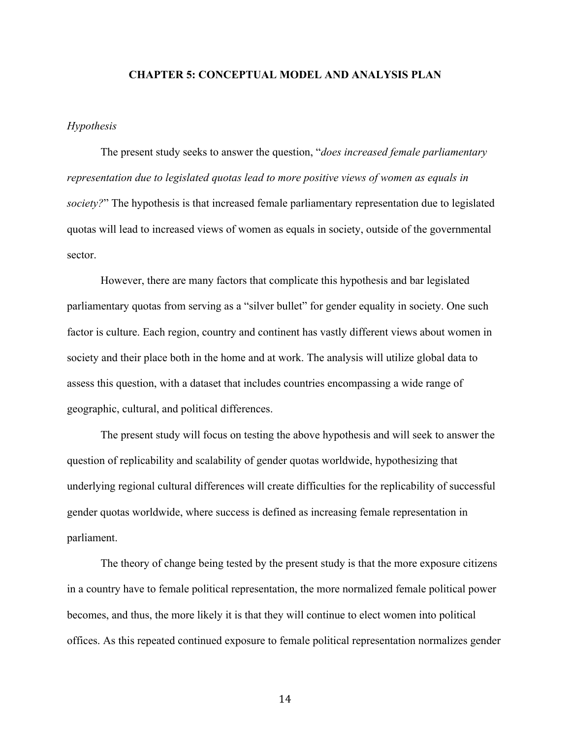# CHAPTER 5: CONCEPTUAL MODEL AND ANALYSIS PLAN

*Hypothesis*

The present study seeks to answer the question, "*does increased female parliamentary representation due to legislated quotas lead to more positive views of women as equals in society?*" The hypothesis is that increased female parliamentary representation due to legislated quotas will lead to increased views of women as equals in society, outside of the governmental sector.

However, there are many factors that complicate this hypothesis and bar legislated parliamentary quotas from serving as a "silver bullet" for gender equality in society. One such factor is culture. Each region, country and continent has vastly different views about women in society and their place both in the home and at work. The analysis will utilize global data to assess this question, with a dataset that includes countries encompassing a wide range of geographic, cultural, and political differences.

The present study will focus on testing the above hypothesis and will seek to answer the question of replicability and scalability of gender quotas worldwide, hypothesizing that underlying regional cultural differences will create difficulties for the replicability of successful gender quotas worldwide, where success is defined as increasing female representation in parliament.

The theory of change being tested by the present study is that the more exposure citizens in a country have to female political representation, the more normalized female political power becomes, and thus, the more likely it is that they will continue to elect women into political offices. As this repeated continued exposure to female political representation normalizes gender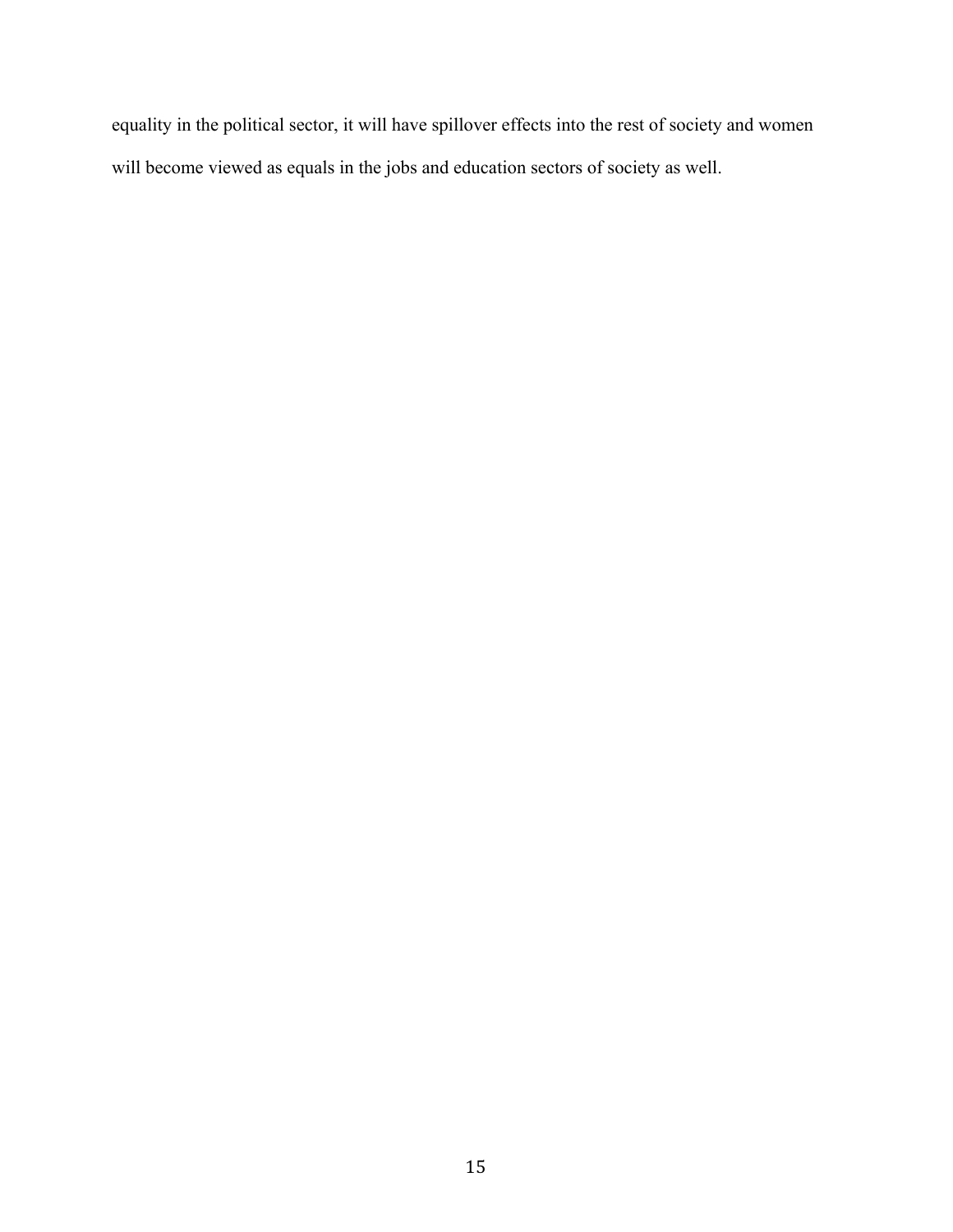equality in the political sector, it will have spillover effects into the rest of society and women will become viewed as equals in the jobs and education sectors of society as well.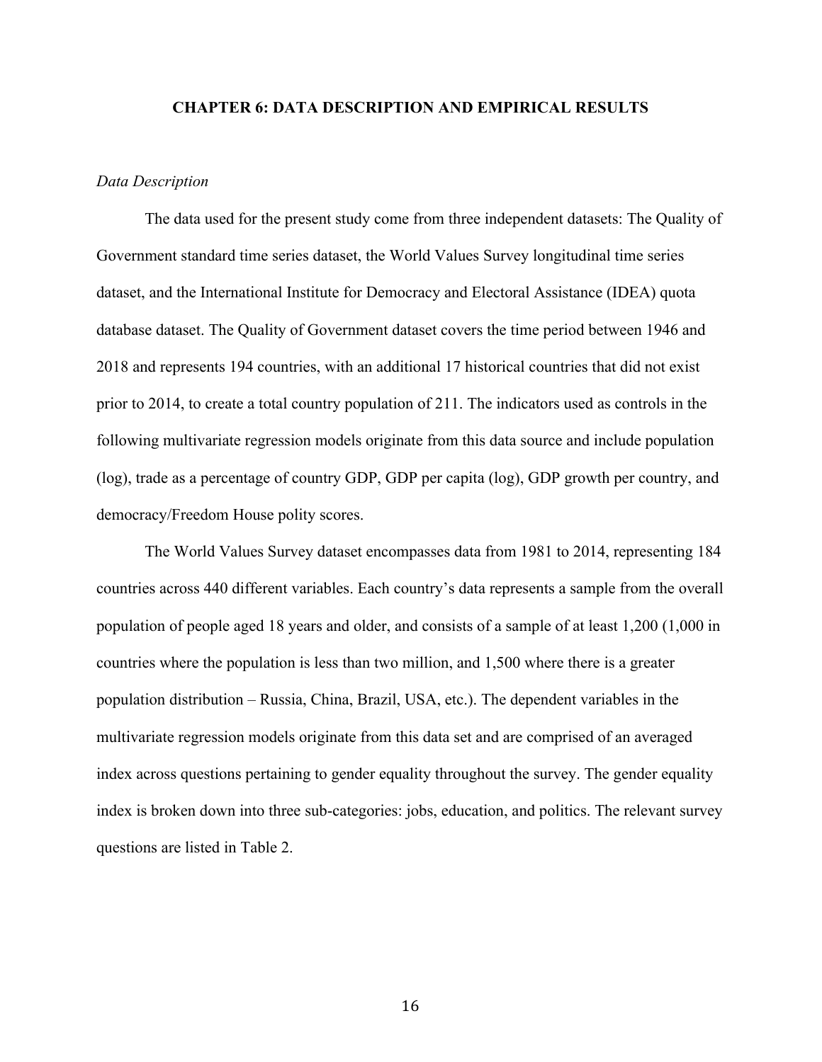# CHAPTER 6: DATA DESCRIPTION AND EMPIRICAL RESULTS

*Data Description*

The data used for the present study come from three independent datasets: The Quality of Government standard time series dataset, the World Values Survey longitudinal time series dataset, and the International Institute for Democracy and Electoral Assistance (IDEA) quota database dataset. The Quality of Government dataset covers the time period between 1946 and 2018 and represents 194 countries, with an additional 17 historical countries that did not exist prior to 2014, to create a total country population of 211. The indicators used as controls in the following multivariate regression models originate from this data source and include population (log), trade as a percentage of country GDP, GDP per capita (log), GDP growth per country, and democracy/Freedom House polity scores.

The World Values Survey dataset encompasses data from 1981 to 2014, representing 184 countries across 440 different variables. Each country's data represents a sample from the overall population of people aged 18 years and older, and consists of a sample of at least 1,200 (1,000 in countries where the population is less than two million, and 1,500 where there is a greater population distribution – Russia, China, Brazil, USA, etc.). The dependent variables in the multivariate regression models originate from this data set and are comprised of an averaged index across questions pertaining to gender equality throughout the survey. The gender equality index is broken down into three sub-categories: jobs, education, and politics. The relevant survey questions are listed in Table 2.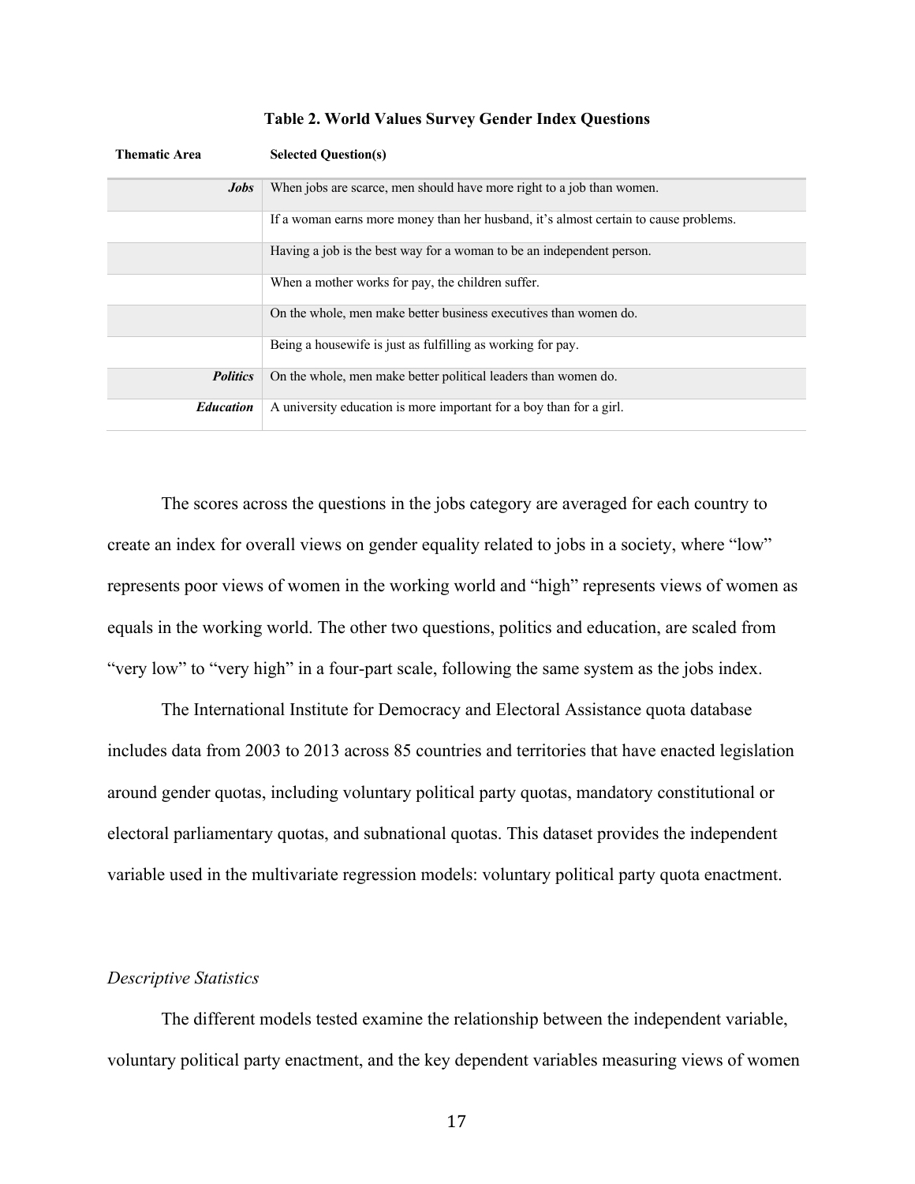**Table 2. World Values Survey Gender Index Questions**

| Thematic Area | Selected Question(s) |
| --- | --- |
| ***Jobs*** | When jobs are scarce, men should have more right to a job than women. |
| | If a woman earns more money than her husband, it's almost certain to cause problems. |
| | Having a job is the best way for a woman to be an independent person. |
| | When a mother works for pay, the children suffer. |
| | On the whole, men make better business executives than women do. |
| | Being a housewife is just as fulfilling as working for pay. |
| ***Politics*** | On the whole, men make better political leaders than women do. |
| ***Education*** | A university education is more important for a boy than for a girl. |

The scores across the questions in the jobs category are averaged for each country to create an index for overall views on gender equality related to jobs in a society, where "low" represents poor views of women in the working world and "high" represents views of women as equals in the working world. The other two questions, politics and education, are scaled from "very low" to "very high" in a four-part scale, following the same system as the jobs index.

The International Institute for Democracy and Electoral Assistance quota database includes data from 2003 to 2013 across 85 countries and territories that have enacted legislation around gender quotas, including voluntary political party quotas, mandatory constitutional or electoral parliamentary quotas, and subnational quotas. This dataset provides the independent variable used in the multivariate regression models: voluntary political party quota enactment.

*Descriptive Statistics*

The different models tested examine the relationship between the independent variable, voluntary political party enactment, and the key dependent variables measuring views of women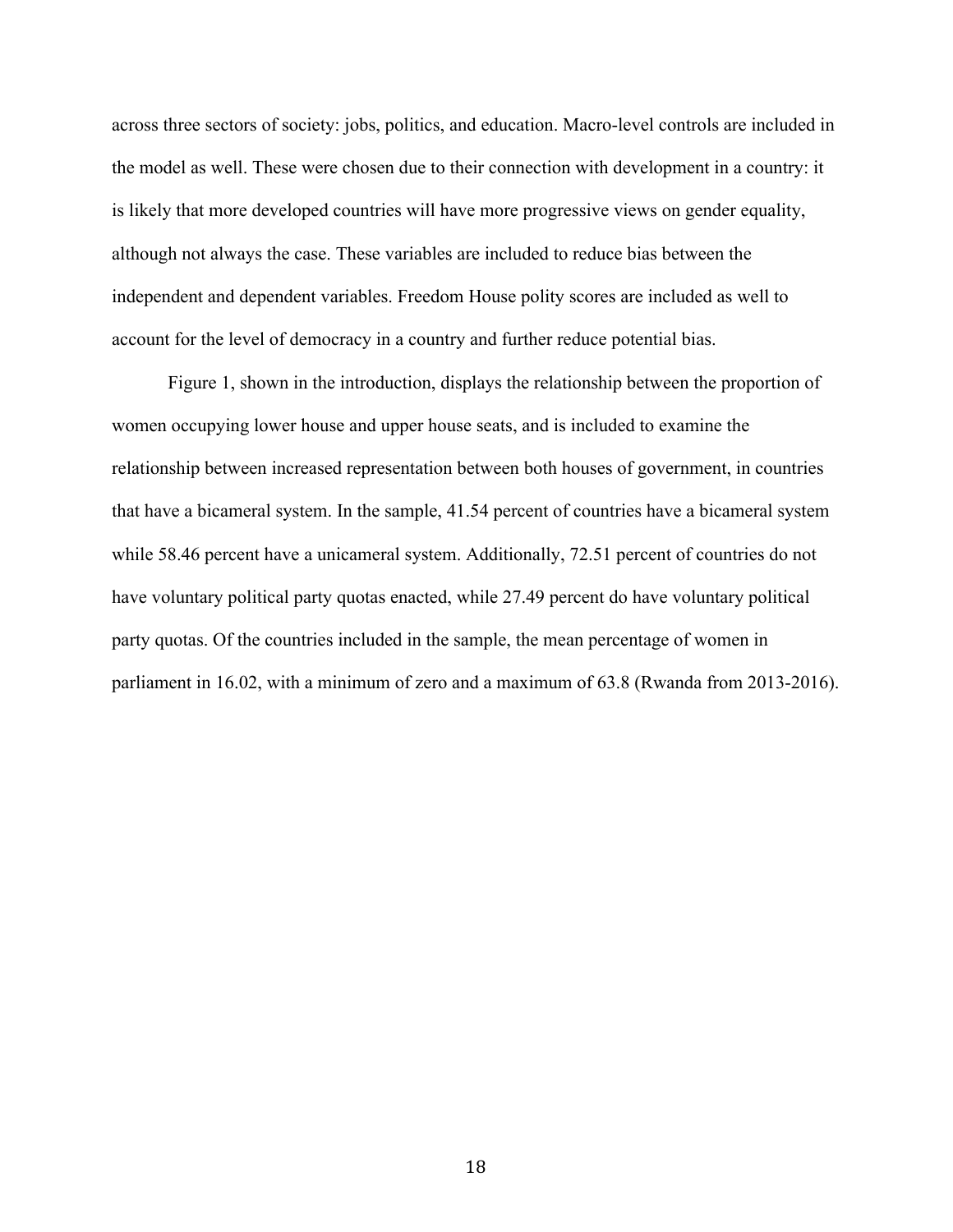across three sectors of society: jobs, politics, and education. Macro-level controls are included in the model as well. These were chosen due to their connection with development in a country: it is likely that more developed countries will have more progressive views on gender equality, although not always the case. These variables are included to reduce bias between the independent and dependent variables. Freedom House polity scores are included as well to account for the level of democracy in a country and further reduce potential bias.

Figure 1, shown in the introduction, displays the relationship between the proportion of women occupying lower house and upper house seats, and is included to examine the relationship between increased representation between both houses of government, in countries that have a bicameral system. In the sample, 41.54 percent of countries have a bicameral system while 58.46 percent have a unicameral system. Additionally, 72.51 percent of countries do not have voluntary political party quotas enacted, while 27.49 percent do have voluntary political party quotas. Of the countries included in the sample, the mean percentage of women in parliament in 16.02, with a minimum of zero and a maximum of 63.8 (Rwanda from 2013-2016).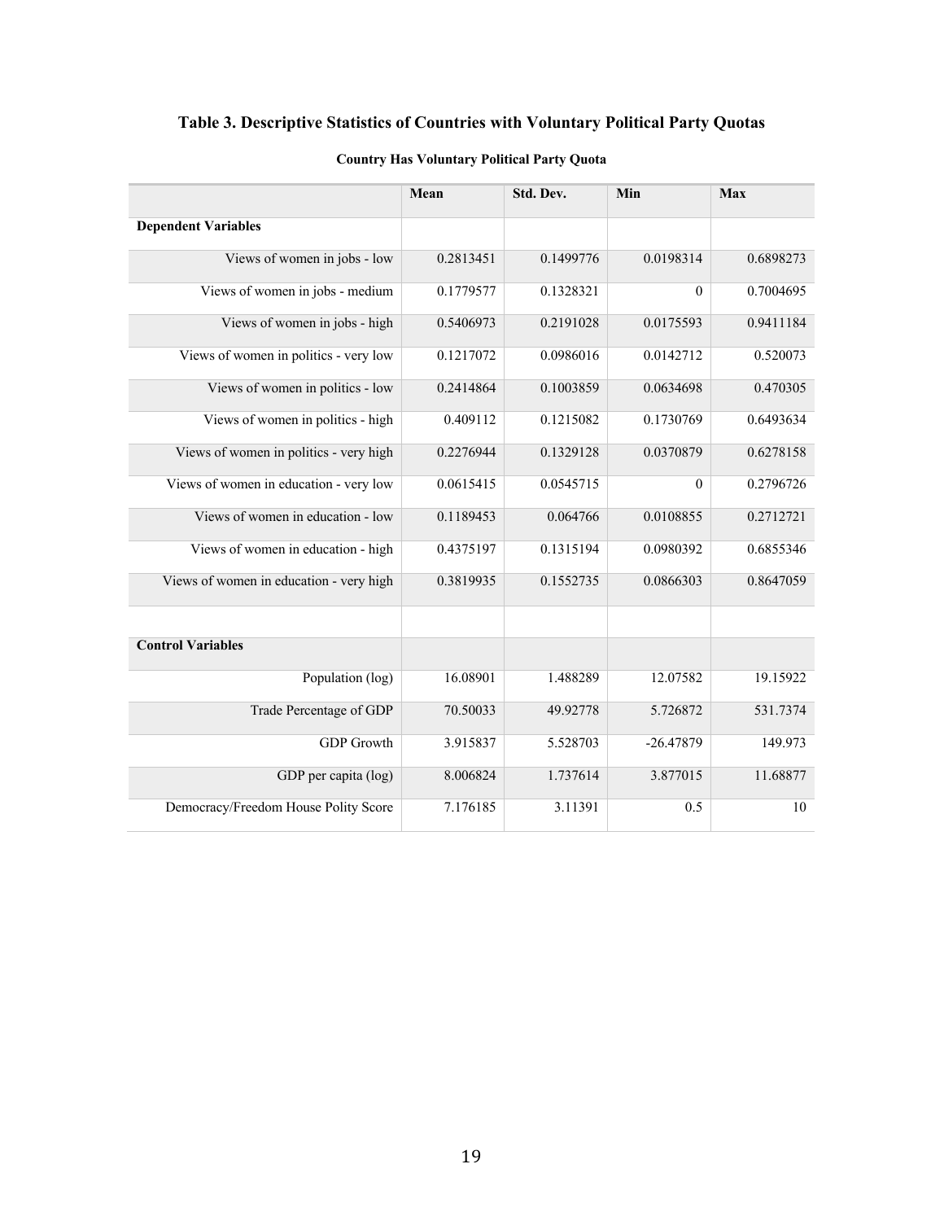## Table 3. Descriptive Statistics of Countries with Voluntary Political Party Quotas

**Country Has Voluntary Political Party Quota**

| | Mean | Std. Dev. | Min | Max |
|---|---|---|---|---|
| **Dependent Variables** | | | | |
| Views of women in jobs - low | 0.2813451 | 0.1499776 | 0.0198314 | 0.6898273 |
| Views of women in jobs - medium | 0.1779577 | 0.1328321 | 0 | 0.7004695 |
| Views of women in jobs - high | 0.5406973 | 0.2191028 | 0.0175593 | 0.9411184 |
| Views of women in politics - very low | 0.1217072 | 0.0986016 | 0.0142712 | 0.520073 |
| Views of women in politics - low | 0.2414864 | 0.1003859 | 0.0634698 | 0.470305 |
| Views of women in politics - high | 0.409112 | 0.1215082 | 0.1730769 | 0.6493634 |
| Views of women in politics - very high | 0.2276944 | 0.1329128 | 0.0370879 | 0.6278158 |
| Views of women in education - very low | 0.0615415 | 0.0545715 | 0 | 0.2796726 |
| Views of women in education - low | 0.1189453 | 0.064766 | 0.0108855 | 0.2712721 |
| Views of women in education - high | 0.4375197 | 0.1315194 | 0.0980392 | 0.6855346 |
| Views of women in education - very high | 0.3819935 | 0.1552735 | 0.0866303 | 0.8647059 |
| | | | | |
| **Control Variables** | | | | |
| Population (log) | 16.08901 | 1.488289 | 12.07582 | 19.15922 |
| Trade Percentage of GDP | 70.50033 | 49.92778 | 5.726872 | 531.7374 |
| GDP Growth | 3.915837 | 5.528703 | -26.47879 | 149.973 |
| GDP per capita (log) | 8.006824 | 1.737614 | 3.877015 | 11.68877 |
| Democracy/Freedom House Polity Score | 7.176185 | 3.11391 | 0.5 | 10 |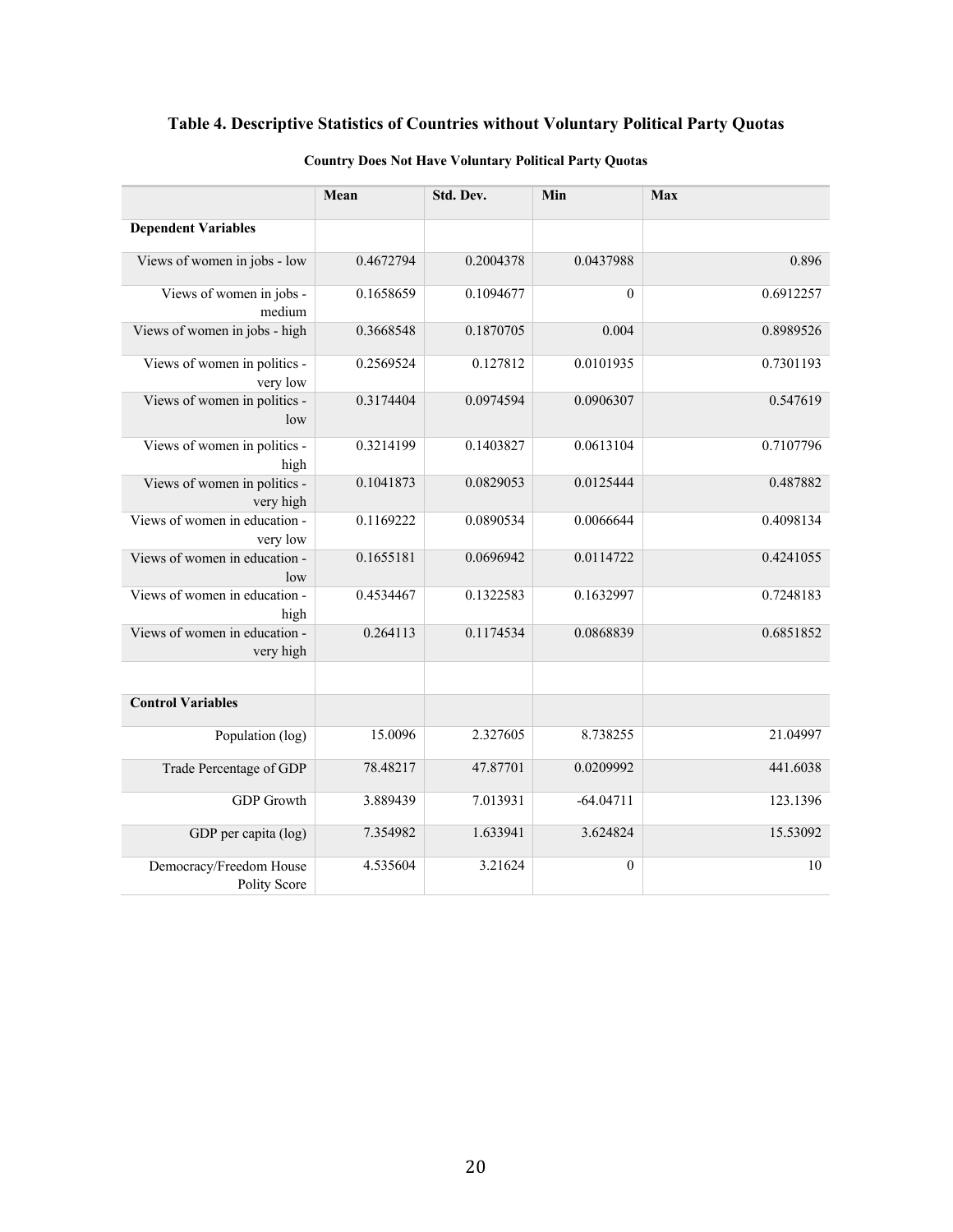# Table 4. Descriptive Statistics of Countries without Voluntary Political Party Quotas

**Country Does Not Have Voluntary Political Party Quotas**

| | Mean | Std. Dev. | Min | Max |
|---|---|---|---|---|
| **Dependent Variables** | | | | |
| Views of women in jobs - low | 0.4672794 | 0.2004378 | 0.0437988 | 0.896 |
| Views of women in jobs - medium | 0.1658659 | 0.1094677 | 0 | 0.6912257 |
| Views of women in jobs - high | 0.3668548 | 0.1870705 | 0.004 | 0.8989526 |
| Views of women in politics - very low | 0.2569524 | 0.127812 | 0.0101935 | 0.7301193 |
| Views of women in politics - low | 0.3174404 | 0.0974594 | 0.0906307 | 0.547619 |
| Views of women in politics - high | 0.3214199 | 0.1403827 | 0.0613104 | 0.7107796 |
| Views of women in politics - very high | 0.1041873 | 0.0829053 | 0.0125444 | 0.487882 |
| Views of women in education - very low | 0.1169222 | 0.0890534 | 0.0066644 | 0.4098134 |
| Views of women in education - low | 0.1655181 | 0.0696942 | 0.0114722 | 0.4241055 |
| Views of women in education - high | 0.4534467 | 0.1322583 | 0.1632997 | 0.7248183 |
| Views of women in education - very high | 0.264113 | 0.1174534 | 0.0868839 | 0.6851852 |
| | | | | |
| **Control Variables** | | | | |
| Population (log) | 15.0096 | 2.327605 | 8.738255 | 21.04997 |
| Trade Percentage of GDP | 78.48217 | 47.87701 | 0.0209992 | 441.6038 |
| GDP Growth | 3.889439 | 7.013931 | -64.04711 | 123.1396 |
| GDP per capita (log) | 7.354982 | 1.633941 | 3.624824 | 15.53092 |
| Democracy/Freedom House Polity Score | 4.535604 | 3.21624 | 0 | 10 |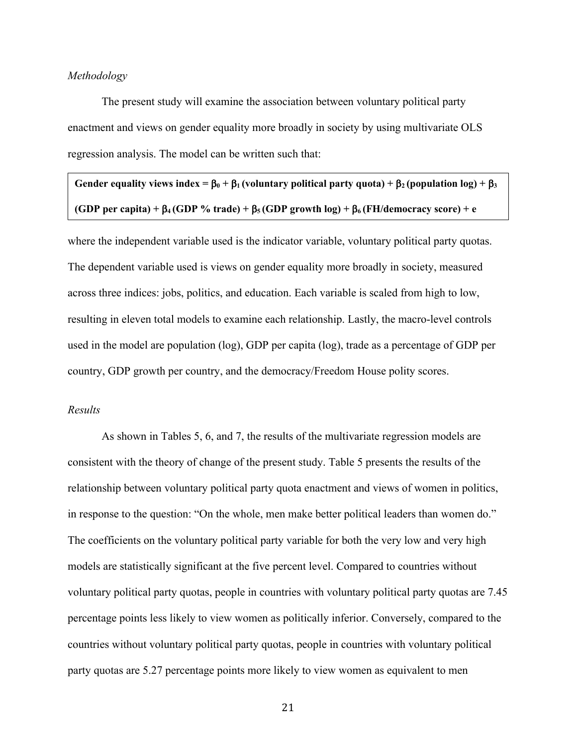*Methodology*

The present study will examine the association between voluntary political party enactment and views on gender equality more broadly in society by using multivariate OLS regression analysis. The model can be written such that:

$$\textbf{Gender equality views index} = \beta_0 + \beta_1 \textbf{(voluntary political party quota)} + \beta_2 \textbf{(population log)} + \beta_3 \textbf{(GDP per capita)} + \beta_4 \textbf{(GDP \% trade)} + \beta_5 \textbf{(GDP growth log)} + \beta_6 \textbf{(FH/democracy score)} + e$$

where the independent variable used is the indicator variable, voluntary political party quotas. The dependent variable used is views on gender equality more broadly in society, measured across three indices: jobs, politics, and education. Each variable is scaled from high to low, resulting in eleven total models to examine each relationship. Lastly, the macro-level controls used in the model are population (log), GDP per capita (log), trade as a percentage of GDP per country, GDP growth per country, and the democracy/Freedom House polity scores.

*Results*

As shown in Tables 5, 6, and 7, the results of the multivariate regression models are consistent with the theory of change of the present study. Table 5 presents the results of the relationship between voluntary political party quota enactment and views of women in politics, in response to the question: "On the whole, men make better political leaders than women do." The coefficients on the voluntary political party variable for both the very low and very high models are statistically significant at the five percent level. Compared to countries without voluntary political party quotas, people in countries with voluntary political party quotas are 7.45 percentage points less likely to view women as politically inferior. Conversely, compared to the countries without voluntary political party quotas, people in countries with voluntary political party quotas are 5.27 percentage points more likely to view women as equivalent to men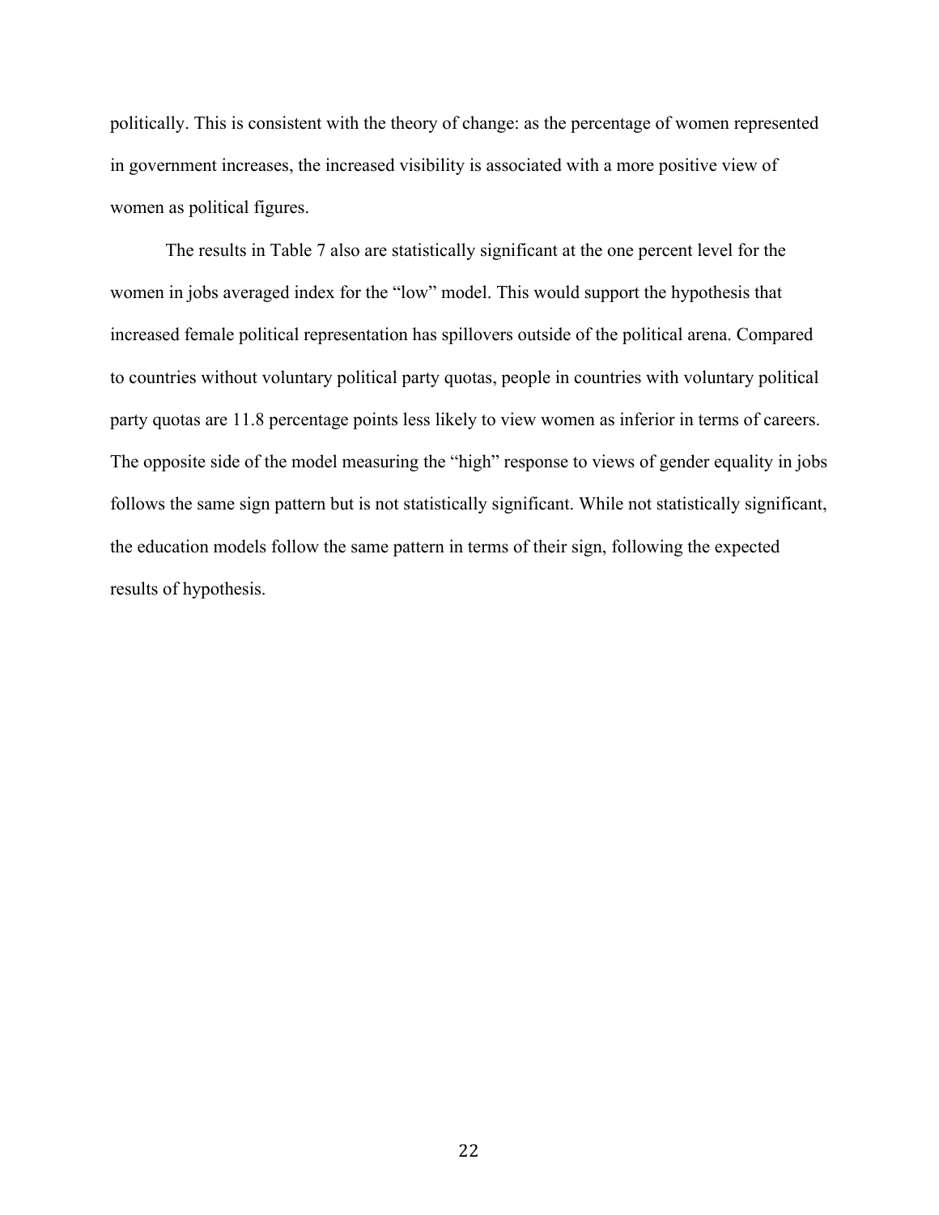politically. This is consistent with the theory of change: as the percentage of women represented in government increases, the increased visibility is associated with a more positive view of women as political figures.

The results in Table 7 also are statistically significant at the one percent level for the women in jobs averaged index for the "low" model. This would support the hypothesis that increased female political representation has spillovers outside of the political arena. Compared to countries without voluntary political party quotas, people in countries with voluntary political party quotas are 11.8 percentage points less likely to view women as inferior in terms of careers. The opposite side of the model measuring the "high" response to views of gender equality in jobs follows the same sign pattern but is not statistically significant. While not statistically significant, the education models follow the same pattern in terms of their sign, following the expected results of hypothesis.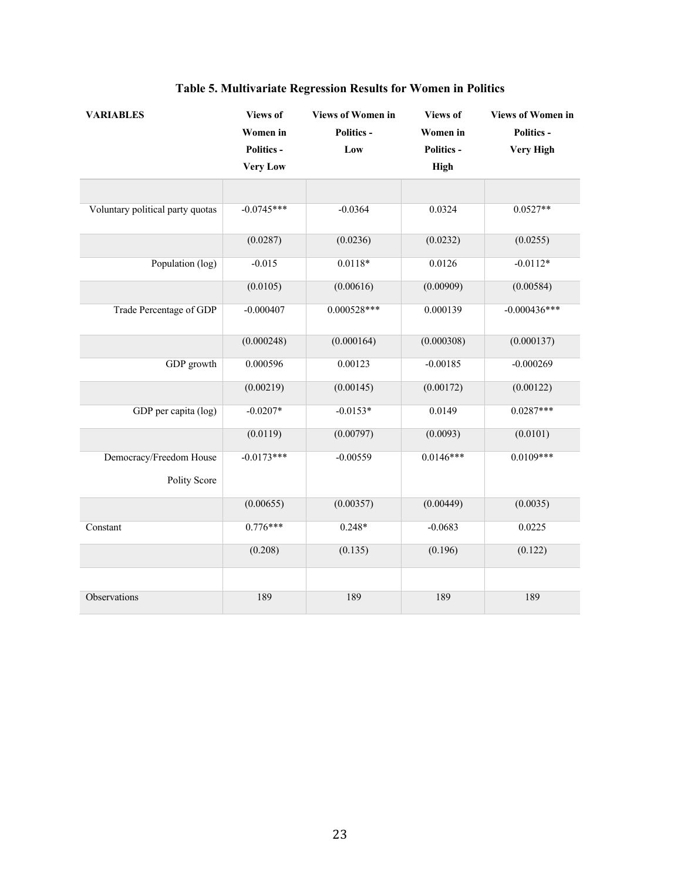## Table 5. Multivariate Regression Results for Women in Politics

| VARIABLES | Views of Women in Politics - Very Low | Views of Women in Politics - Low | Views of Women in Politics - High | Views of Women in Politics - Very High |
|---|---|---|---|---|
| | | | | |
| Voluntary political party quotas | -0.0745*** | -0.0364 | 0.0324 | 0.0527** |
| | (0.0287) | (0.0236) | (0.0232) | (0.0255) |
| Population (log) | -0.015 | 0.0118* | 0.0126 | -0.0112* |
| | (0.0105) | (0.00616) | (0.00909) | (0.00584) |
| Trade Percentage of GDP | -0.000407 | 0.000528*** | 0.000139 | -0.000436*** |
| | (0.000248) | (0.000164) | (0.000308) | (0.000137) |
| GDP growth | 0.000596 | 0.00123 | -0.00185 | -0.000269 |
| | (0.00219) | (0.00145) | (0.00172) | (0.00122) |
| GDP per capita (log) | -0.0207* | -0.0153* | 0.0149 | 0.0287*** |
| | (0.0119) | (0.00797) | (0.0093) | (0.0101) |
| Democracy/Freedom House Polity Score | -0.0173*** | -0.00559 | 0.0146*** | 0.0109*** |
| | (0.00655) | (0.00357) | (0.00449) | (0.0035) |
| Constant | 0.776*** | 0.248* | -0.0683 | 0.0225 |
| | (0.208) | (0.135) | (0.196) | (0.122) |
| | | | | |
| Observations | 189 | 189 | 189 | 189 |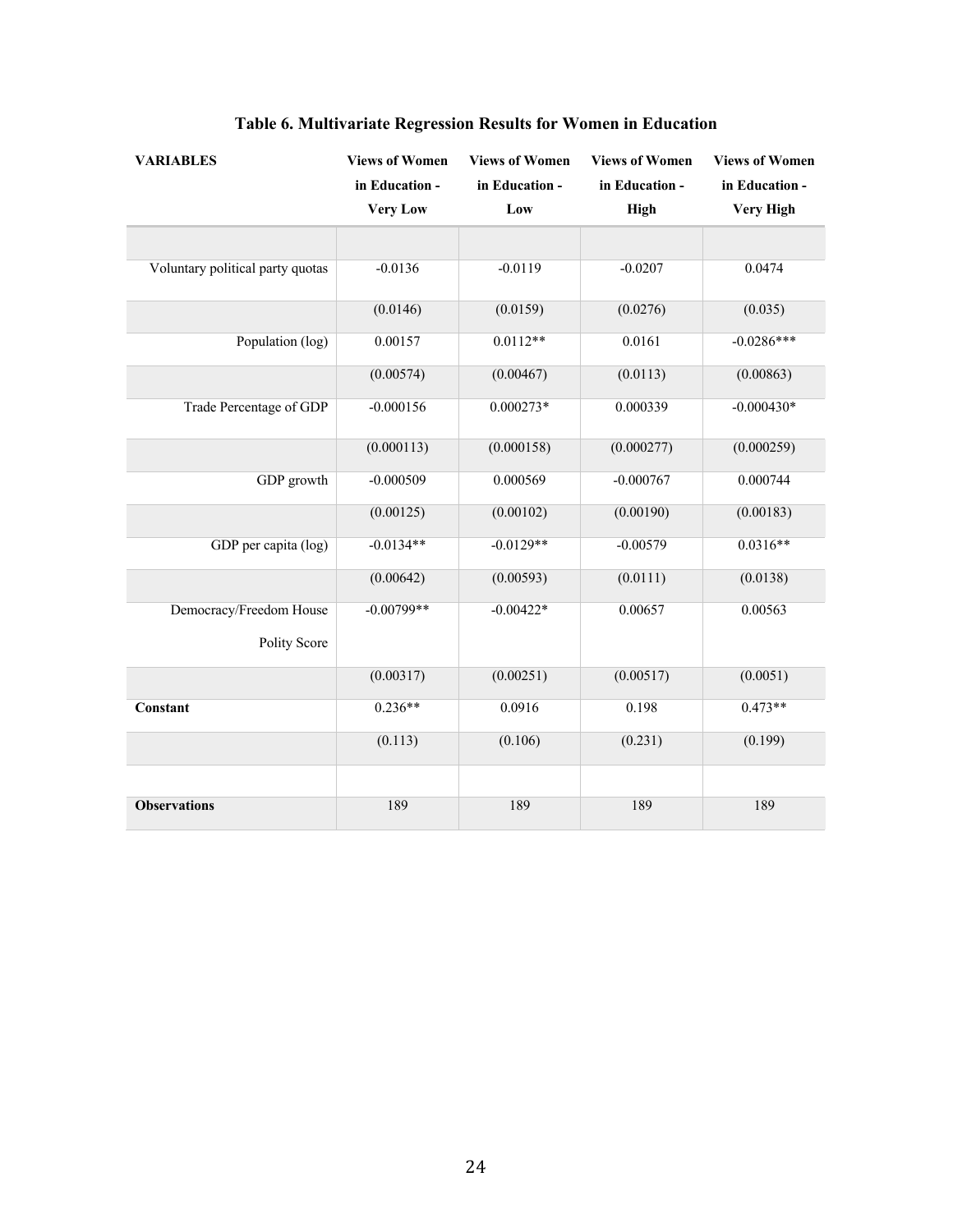**Table 6. Multivariate Regression Results for Women in Education**

| VARIABLES | Views of Women in Education - Very Low | Views of Women in Education - Low | Views of Women in Education - High | Views of Women in Education - Very High |
|---|---|---|---|---|
| | | | | |
| Voluntary political party quotas | -0.0136 | -0.0119 | -0.0207 | 0.0474 |
| | (0.0146) | (0.0159) | (0.0276) | (0.035) |
| Population (log) | 0.00157 | 0.0112** | 0.0161 | -0.0286*** |
| | (0.00574) | (0.00467) | (0.0113) | (0.00863) |
| Trade Percentage of GDP | -0.000156 | 0.000273* | 0.000339 | -0.000430* |
| | (0.000113) | (0.000158) | (0.000277) | (0.000259) |
| GDP growth | -0.000509 | 0.000569 | -0.000767 | 0.000744 |
| | (0.00125) | (0.00102) | (0.00190) | (0.00183) |
| GDP per capita (log) | -0.0134** | -0.0129** | -0.00579 | 0.0316** |
| | (0.00642) | (0.00593) | (0.0111) | (0.0138) |
| Democracy/Freedom House Polity Score | -0.00799** | -0.00422* | 0.00657 | 0.00563 |
| | (0.00317) | (0.00251) | (0.00517) | (0.0051) |
| **Constant** | 0.236** | 0.0916 | 0.198 | 0.473** |
| | (0.113) | (0.106) | (0.231) | (0.199) |
| | | | | |
| **Observations** | 189 | 189 | 189 | 189 |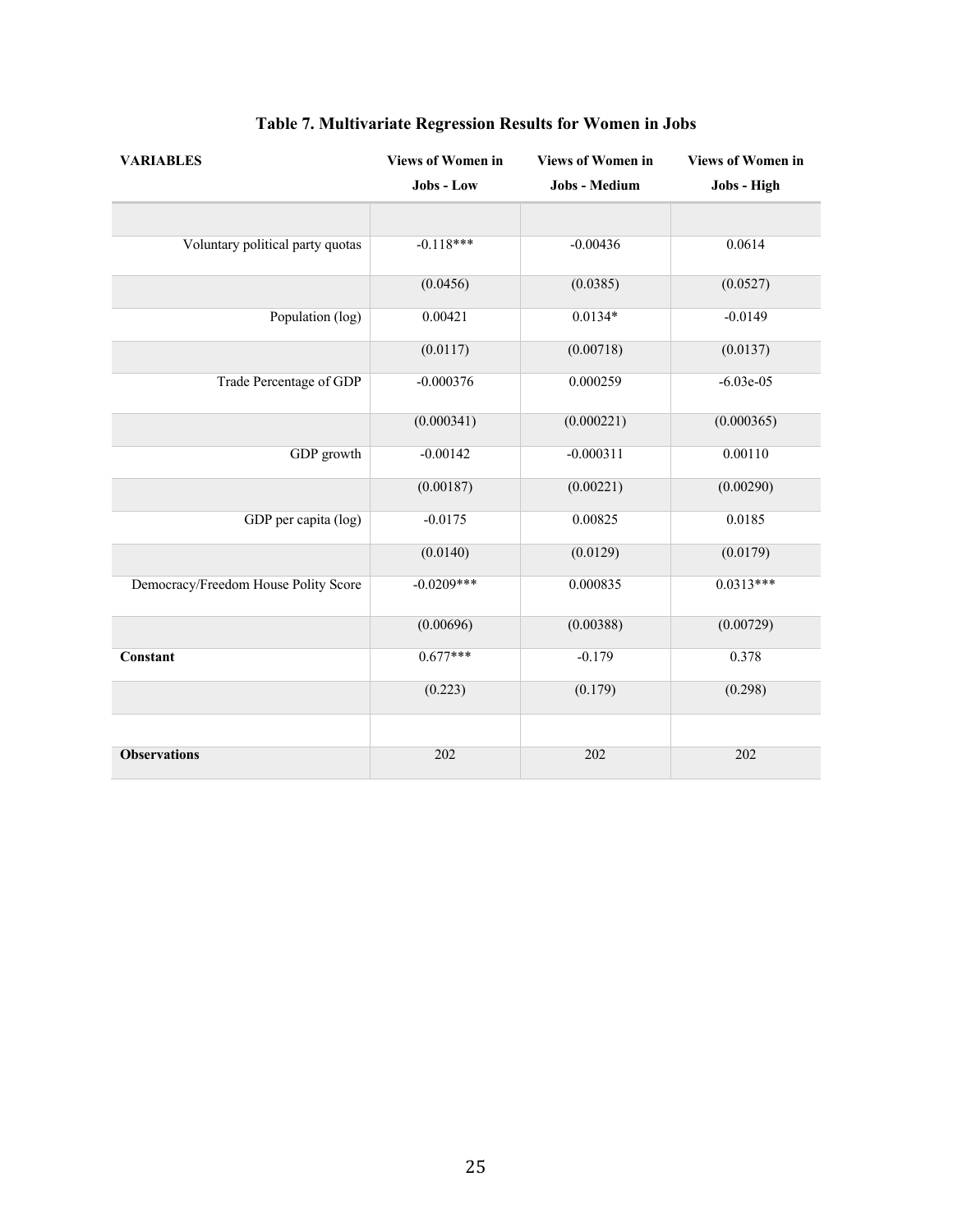## Table 7. Multivariate Regression Results for Women in Jobs

| VARIABLES | Views of Women in Jobs - Low | Views of Women in Jobs - Medium | Views of Women in Jobs - High |
|---|---|---|---|
| | | | |
| Voluntary political party quotas | -0.118*** | -0.00436 | 0.0614 |
| | (0.0456) | (0.0385) | (0.0527) |
| Population (log) | 0.00421 | 0.0134* | -0.0149 |
| | (0.0117) | (0.00718) | (0.0137) |
| Trade Percentage of GDP | -0.000376 | 0.000259 | -6.03e-05 |
| | (0.000341) | (0.000221) | (0.000365) |
| GDP growth | -0.00142 | -0.000311 | 0.00110 |
| | (0.00187) | (0.00221) | (0.00290) |
| GDP per capita (log) | -0.0175 | 0.00825 | 0.0185 |
| | (0.0140) | (0.0129) | (0.0179) |
| Democracy/Freedom House Polity Score | -0.0209*** | 0.000835 | 0.0313*** |
| | (0.00696) | (0.00388) | (0.00729) |
| **Constant** | 0.677*** | -0.179 | 0.378 |
| | (0.223) | (0.179) | (0.298) |
| | | | |
| **Observations** | 202 | 202 | 202 |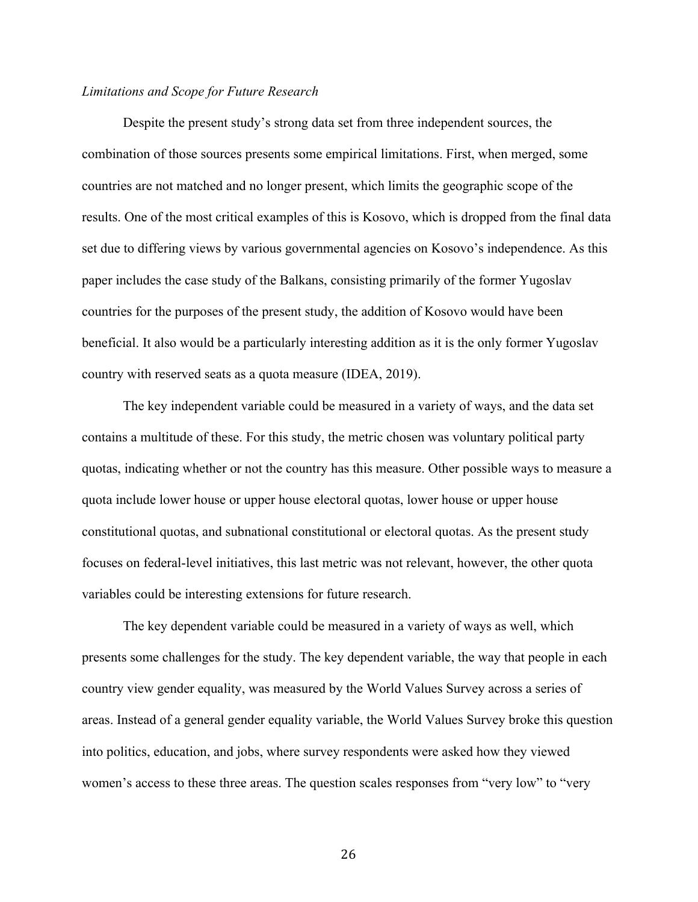*Limitations and Scope for Future Research*

Despite the present study's strong data set from three independent sources, the combination of those sources presents some empirical limitations. First, when merged, some countries are not matched and no longer present, which limits the geographic scope of the results. One of the most critical examples of this is Kosovo, which is dropped from the final data set due to differing views by various governmental agencies on Kosovo's independence. As this paper includes the case study of the Balkans, consisting primarily of the former Yugoslav countries for the purposes of the present study, the addition of Kosovo would have been beneficial. It also would be a particularly interesting addition as it is the only former Yugoslav country with reserved seats as a quota measure (IDEA, 2019).

The key independent variable could be measured in a variety of ways, and the data set contains a multitude of these. For this study, the metric chosen was voluntary political party quotas, indicating whether or not the country has this measure. Other possible ways to measure a quota include lower house or upper house electoral quotas, lower house or upper house constitutional quotas, and subnational constitutional or electoral quotas. As the present study focuses on federal-level initiatives, this last metric was not relevant, however, the other quota variables could be interesting extensions for future research.

The key dependent variable could be measured in a variety of ways as well, which presents some challenges for the study. The key dependent variable, the way that people in each country view gender equality, was measured by the World Values Survey across a series of areas. Instead of a general gender equality variable, the World Values Survey broke this question into politics, education, and jobs, where survey respondents were asked how they viewed women's access to these three areas. The question scales responses from "very low" to "very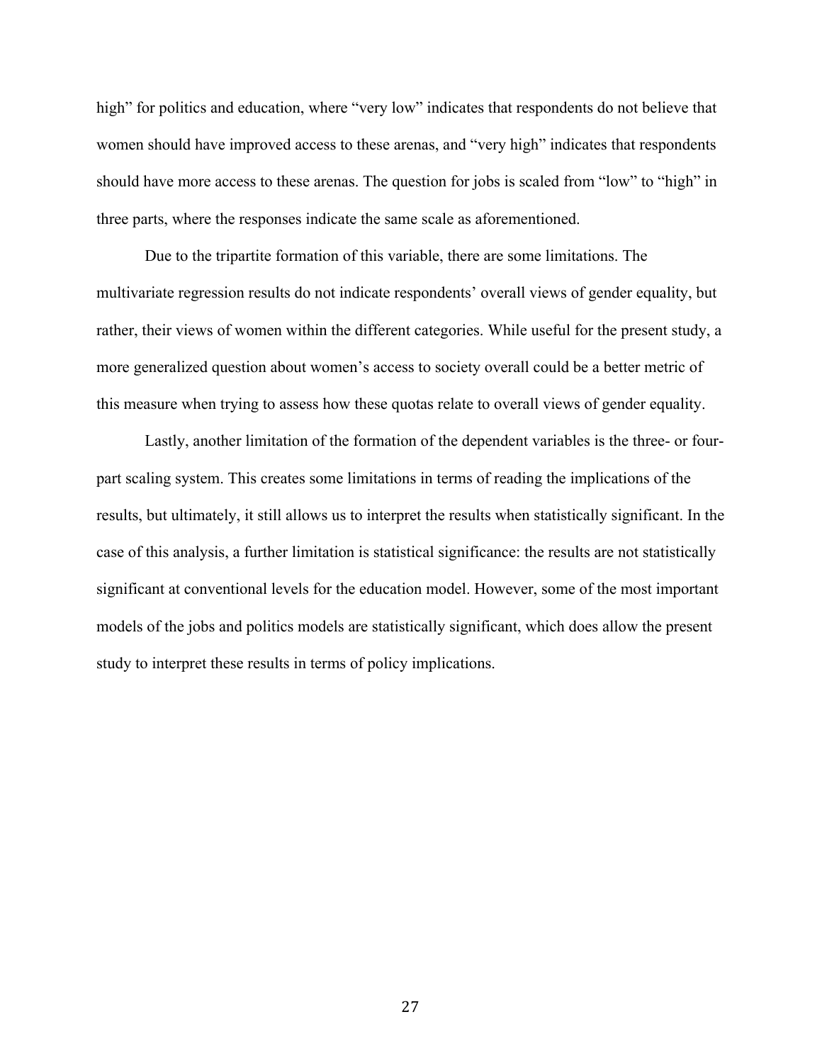high" for politics and education, where "very low" indicates that respondents do not believe that women should have improved access to these arenas, and "very high" indicates that respondents should have more access to these arenas. The question for jobs is scaled from "low" to "high" in three parts, where the responses indicate the same scale as aforementioned.

Due to the tripartite formation of this variable, there are some limitations. The multivariate regression results do not indicate respondents' overall views of gender equality, but rather, their views of women within the different categories. While useful for the present study, a more generalized question about women's access to society overall could be a better metric of this measure when trying to assess how these quotas relate to overall views of gender equality.

Lastly, another limitation of the formation of the dependent variables is the three- or four-part scaling system. This creates some limitations in terms of reading the implications of the results, but ultimately, it still allows us to interpret the results when statistically significant. In the case of this analysis, a further limitation is statistical significance: the results are not statistically significant at conventional levels for the education model. However, some of the most important models of the jobs and politics models are statistically significant, which does allow the present study to interpret these results in terms of policy implications.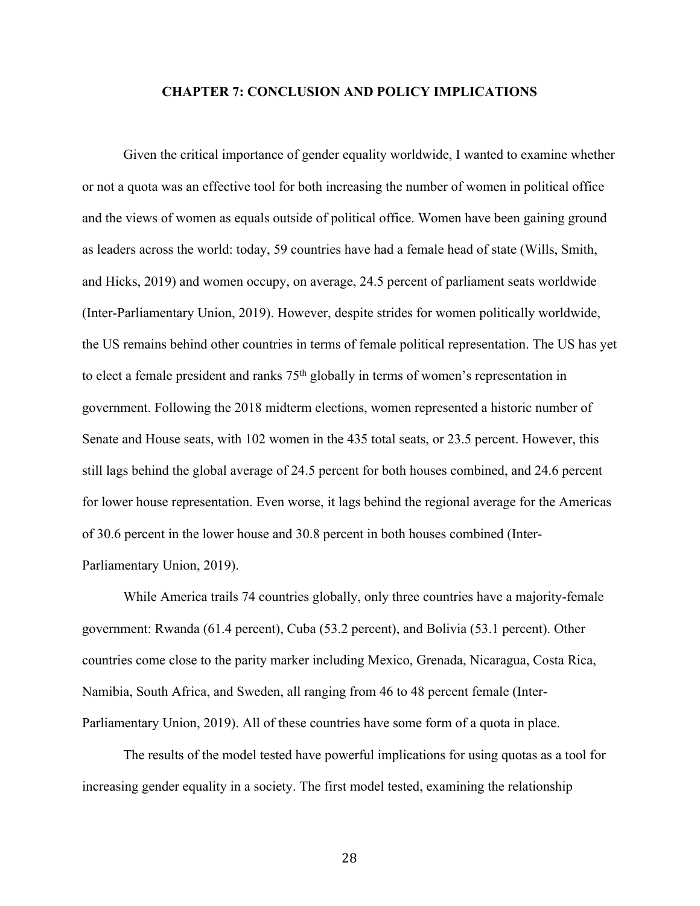## CHAPTER 7: CONCLUSION AND POLICY IMPLICATIONS

Given the critical importance of gender equality worldwide, I wanted to examine whether or not a quota was an effective tool for both increasing the number of women in political office and the views of women as equals outside of political office. Women have been gaining ground as leaders across the world: today, 59 countries have had a female head of state (Wills, Smith, and Hicks, 2019) and women occupy, on average, 24.5 percent of parliament seats worldwide (Inter-Parliamentary Union, 2019). However, despite strides for women politically worldwide, the US remains behind other countries in terms of female political representation. The US has yet to elect a female president and ranks 75th globally in terms of women's representation in government. Following the 2018 midterm elections, women represented a historic number of Senate and House seats, with 102 women in the 435 total seats, or 23.5 percent. However, this still lags behind the global average of 24.5 percent for both houses combined, and 24.6 percent for lower house representation. Even worse, it lags behind the regional average for the Americas of 30.6 percent in the lower house and 30.8 percent in both houses combined (Inter-Parliamentary Union, 2019).

While America trails 74 countries globally, only three countries have a majority-female government: Rwanda (61.4 percent), Cuba (53.2 percent), and Bolivia (53.1 percent). Other countries come close to the parity marker including Mexico, Grenada, Nicaragua, Costa Rica, Namibia, South Africa, and Sweden, all ranging from 46 to 48 percent female (Inter-Parliamentary Union, 2019). All of these countries have some form of a quota in place.

The results of the model tested have powerful implications for using quotas as a tool for increasing gender equality in a society. The first model tested, examining the relationship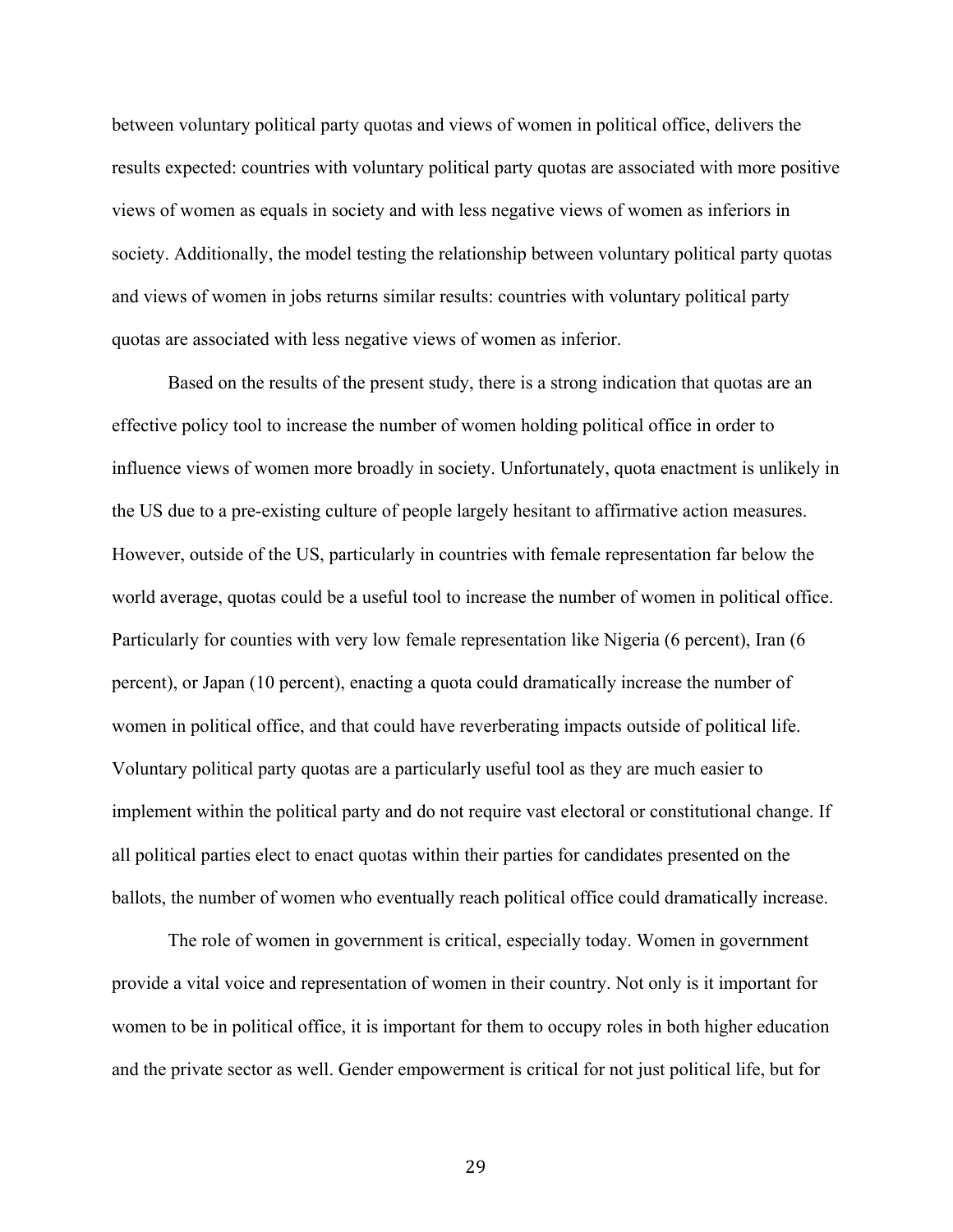between voluntary political party quotas and views of women in political office, delivers the results expected: countries with voluntary political party quotas are associated with more positive views of women as equals in society and with less negative views of women as inferiors in society. Additionally, the model testing the relationship between voluntary political party quotas and views of women in jobs returns similar results: countries with voluntary political party quotas are associated with less negative views of women as inferior.

Based on the results of the present study, there is a strong indication that quotas are an effective policy tool to increase the number of women holding political office in order to influence views of women more broadly in society. Unfortunately, quota enactment is unlikely in the US due to a pre-existing culture of people largely hesitant to affirmative action measures. However, outside of the US, particularly in countries with female representation far below the world average, quotas could be a useful tool to increase the number of women in political office. Particularly for counties with very low female representation like Nigeria (6 percent), Iran (6 percent), or Japan (10 percent), enacting a quota could dramatically increase the number of women in political office, and that could have reverberating impacts outside of political life. Voluntary political party quotas are a particularly useful tool as they are much easier to implement within the political party and do not require vast electoral or constitutional change. If all political parties elect to enact quotas within their parties for candidates presented on the ballots, the number of women who eventually reach political office could dramatically increase.

The role of women in government is critical, especially today. Women in government provide a vital voice and representation of women in their country. Not only is it important for women to be in political office, it is important for them to occupy roles in both higher education and the private sector as well. Gender empowerment is critical for not just political life, but for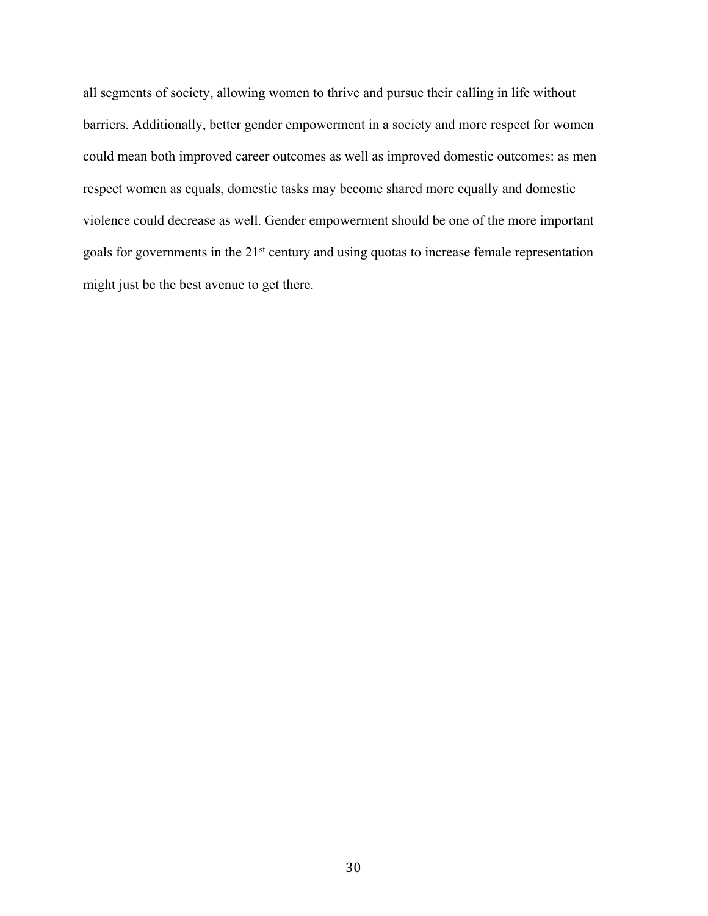all segments of society, allowing women to thrive and pursue their calling in life without barriers. Additionally, better gender empowerment in a society and more respect for women could mean both improved career outcomes as well as improved domestic outcomes: as men respect women as equals, domestic tasks may become shared more equally and domestic violence could decrease as well. Gender empowerment should be one of the more important goals for governments in the 21st century and using quotas to increase female representation might just be the best avenue to get there.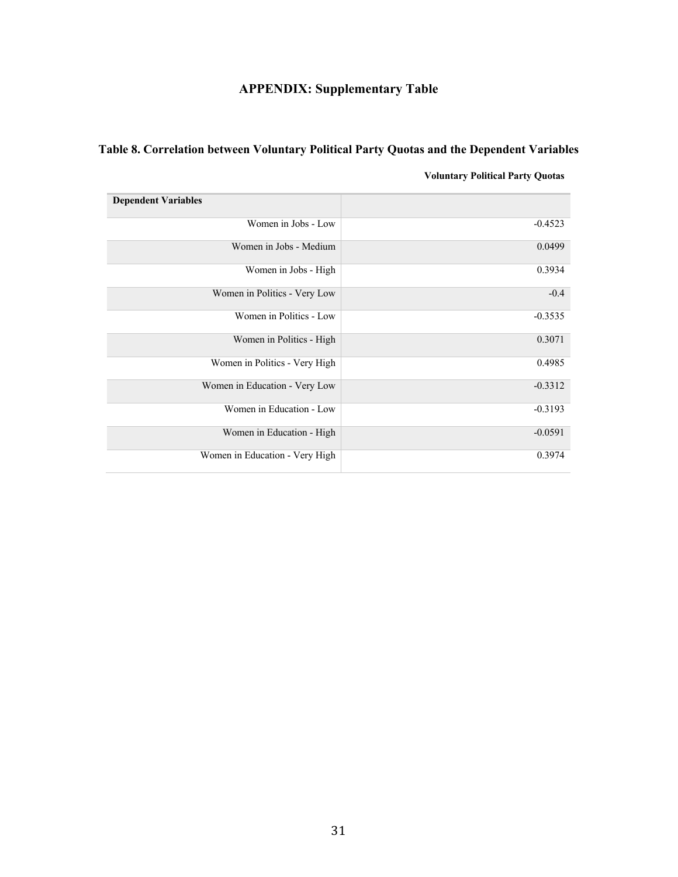## APPENDIX: Supplementary Table

### Table 8. Correlation between Voluntary Political Party Quotas and the Dependent Variables

| Dependent Variables | Voluntary Political Party Quotas |
|---|---|
| Women in Jobs - Low | -0.4523 |
| Women in Jobs - Medium | 0.0499 |
| Women in Jobs - High | 0.3934 |
| Women in Politics - Very Low | -0.4 |
| Women in Politics - Low | -0.3535 |
| Women in Politics - High | 0.3071 |
| Women in Politics - Very High | 0.4985 |
| Women in Education - Very Low | -0.3312 |
| Women in Education - Low | -0.3193 |
| Women in Education - High | -0.0591 |
| Women in Education - Very High | 0.3974 |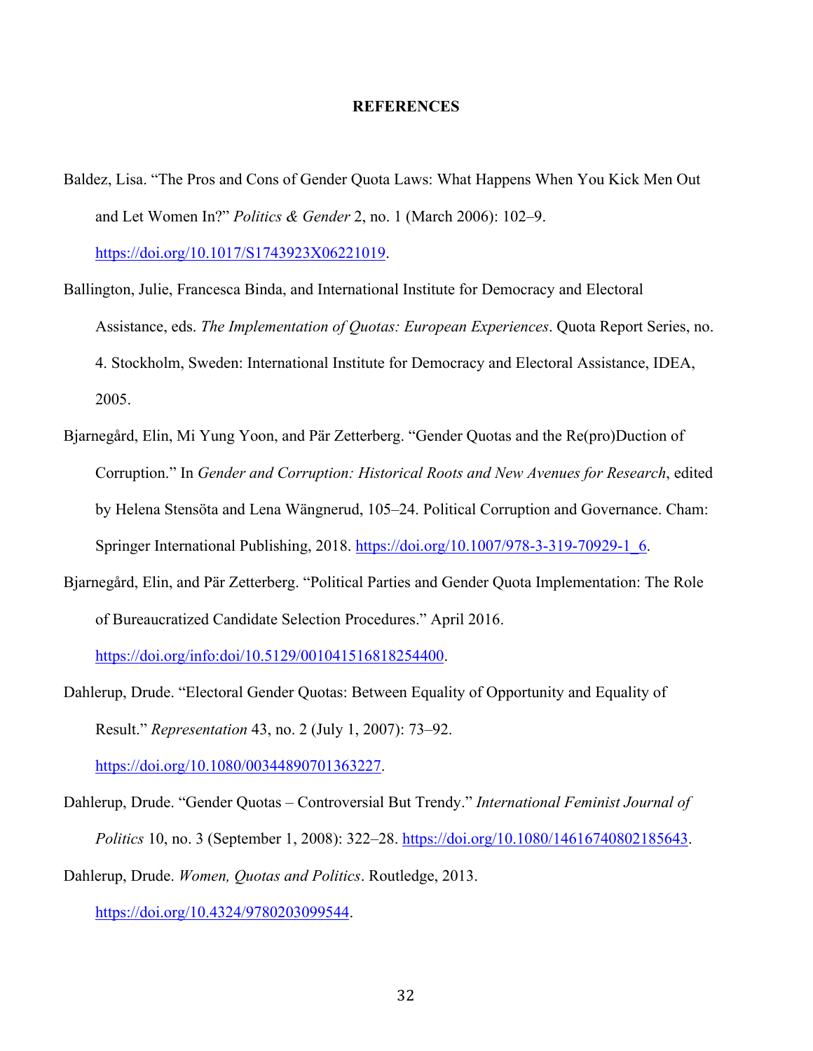# REFERENCES

Baldez, Lisa. "The Pros and Cons of Gender Quota Laws: What Happens When You Kick Men Out and Let Women In?" *Politics & Gender* 2, no. 1 (March 2006): 102–9. https://doi.org/10.1017/S1743923X06221019.

Ballington, Julie, Francesca Binda, and International Institute for Democracy and Electoral Assistance, eds. *The Implementation of Quotas: European Experiences*. Quota Report Series, no. 4. Stockholm, Sweden: International Institute for Democracy and Electoral Assistance, IDEA, 2005.

Bjarnegård, Elin, Mi Yung Yoon, and Pär Zetterberg. "Gender Quotas and the Re(pro)Duction of Corruption." In *Gender and Corruption: Historical Roots and New Avenues for Research*, edited by Helena Stensöta and Lena Wängnerud, 105–24. Political Corruption and Governance. Cham: Springer International Publishing, 2018. https://doi.org/10.1007/978-3-319-70929-1_6.

Bjarnegård, Elin, and Pär Zetterberg. "Political Parties and Gender Quota Implementation: The Role of Bureaucratized Candidate Selection Procedures." April 2016. https://doi.org/info:doi/10.5129/001041516818254400.

Dahlerup, Drude. "Electoral Gender Quotas: Between Equality of Opportunity and Equality of Result." *Representation* 43, no. 2 (July 1, 2007): 73–92. https://doi.org/10.1080/00344890701363227.

Dahlerup, Drude. "Gender Quotas – Controversial But Trendy." *International Feminist Journal of Politics* 10, no. 3 (September 1, 2008): 322–28. https://doi.org/10.1080/14616740802185643.

Dahlerup, Drude. *Women, Quotas and Politics*. Routledge, 2013. https://doi.org/10.4324/9780203099544.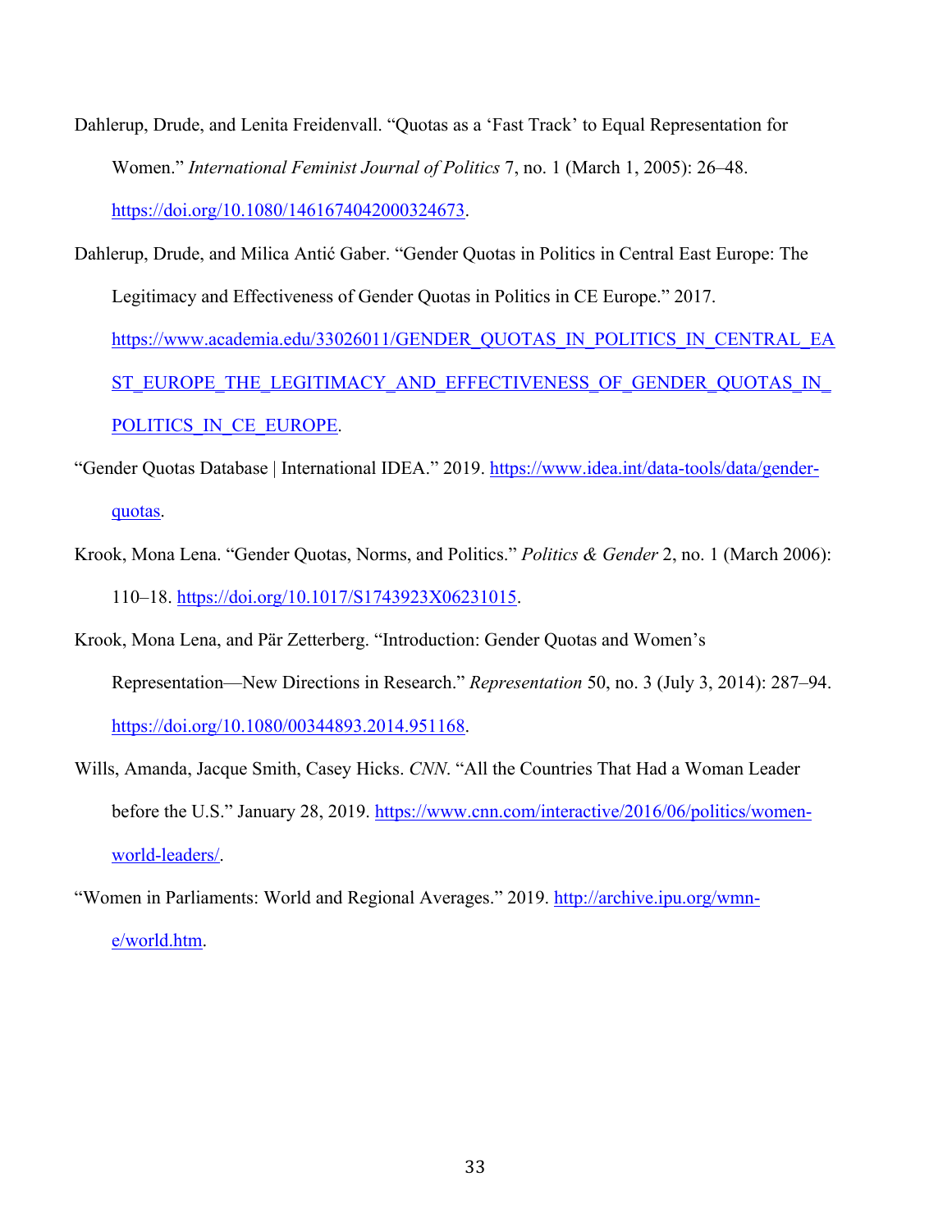Dahlerup, Drude, and Lenita Freidenvall. "Quotas as a 'Fast Track' to Equal Representation for Women." *International Feminist Journal of Politics* 7, no. 1 (March 1, 2005): 26–48. https://doi.org/10.1080/1461674042000324673.

Dahlerup, Drude, and Milica Antić Gaber. "Gender Quotas in Politics in Central East Europe: The Legitimacy and Effectiveness of Gender Quotas in Politics in CE Europe." 2017. https://www.academia.edu/33026011/GENDER_QUOTAS_IN_POLITICS_IN_CENTRAL_EAST_EUROPE_THE_LEGITIMACY_AND_EFFECTIVENESS_OF_GENDER_QUOTAS_IN_POLITICS_IN_CE_EUROPE.

"Gender Quotas Database | International IDEA." 2019. https://www.idea.int/data-tools/data/gender-quotas.

Krook, Mona Lena. "Gender Quotas, Norms, and Politics." *Politics & Gender* 2, no. 1 (March 2006): 110–18. https://doi.org/10.1017/S1743923X06231015.

Krook, Mona Lena, and Pär Zetterberg. "Introduction: Gender Quotas and Women's Representation—New Directions in Research." *Representation* 50, no. 3 (July 3, 2014): 287–94. https://doi.org/10.1080/00344893.2014.951168.

Wills, Amanda, Jacque Smith, Casey Hicks. *CNN*. "All the Countries That Had a Woman Leader before the U.S." January 28, 2019. https://www.cnn.com/interactive/2016/06/politics/women-world-leaders/.

"Women in Parliaments: World and Regional Averages." 2019. http://archive.ipu.org/wmn-e/world.htm.